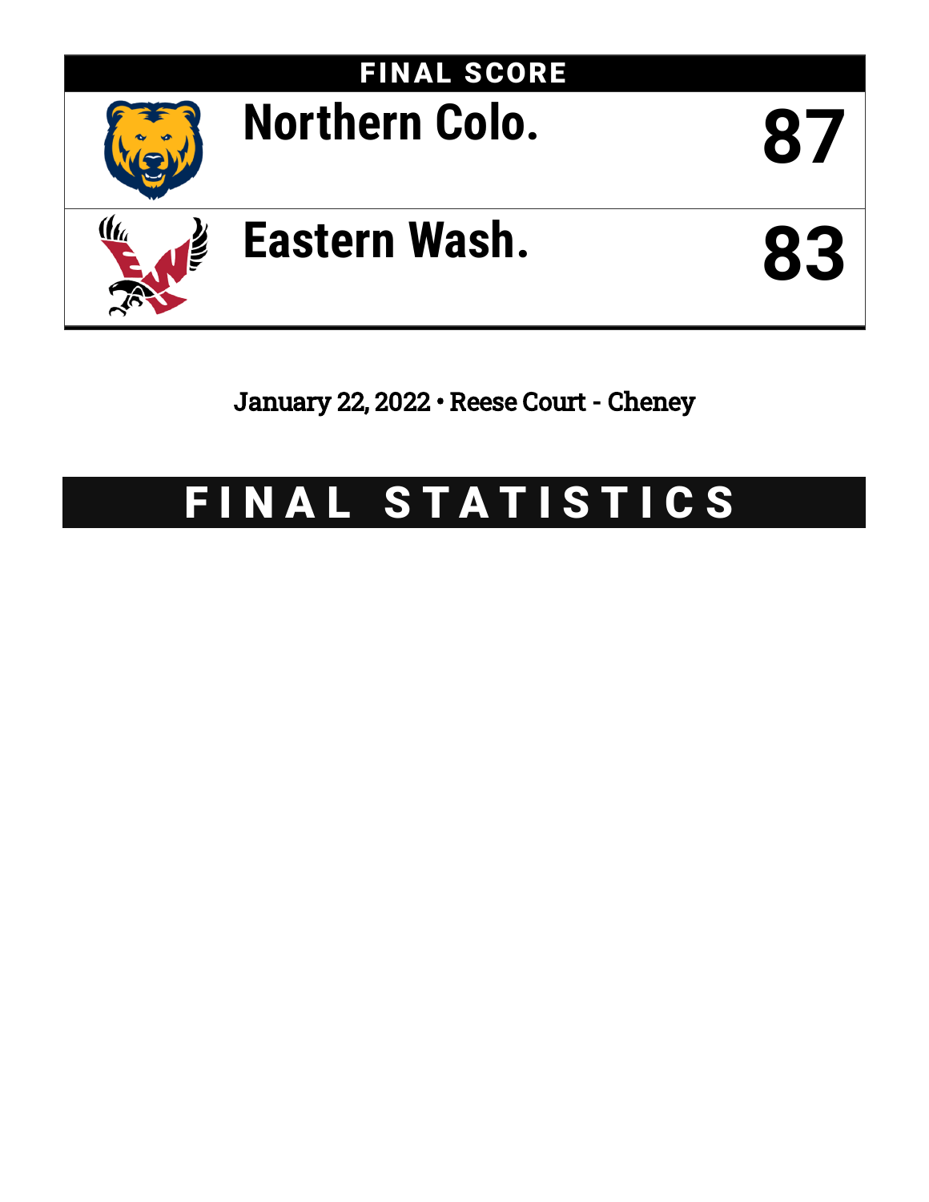## FINAL SCORE

| Team | Score |
|---|---|
| Northern Colo. | 87 |
| Eastern Wash. | 83 |

January 22, 2022 • Reese Court - Cheney

# FINAL STATISTICS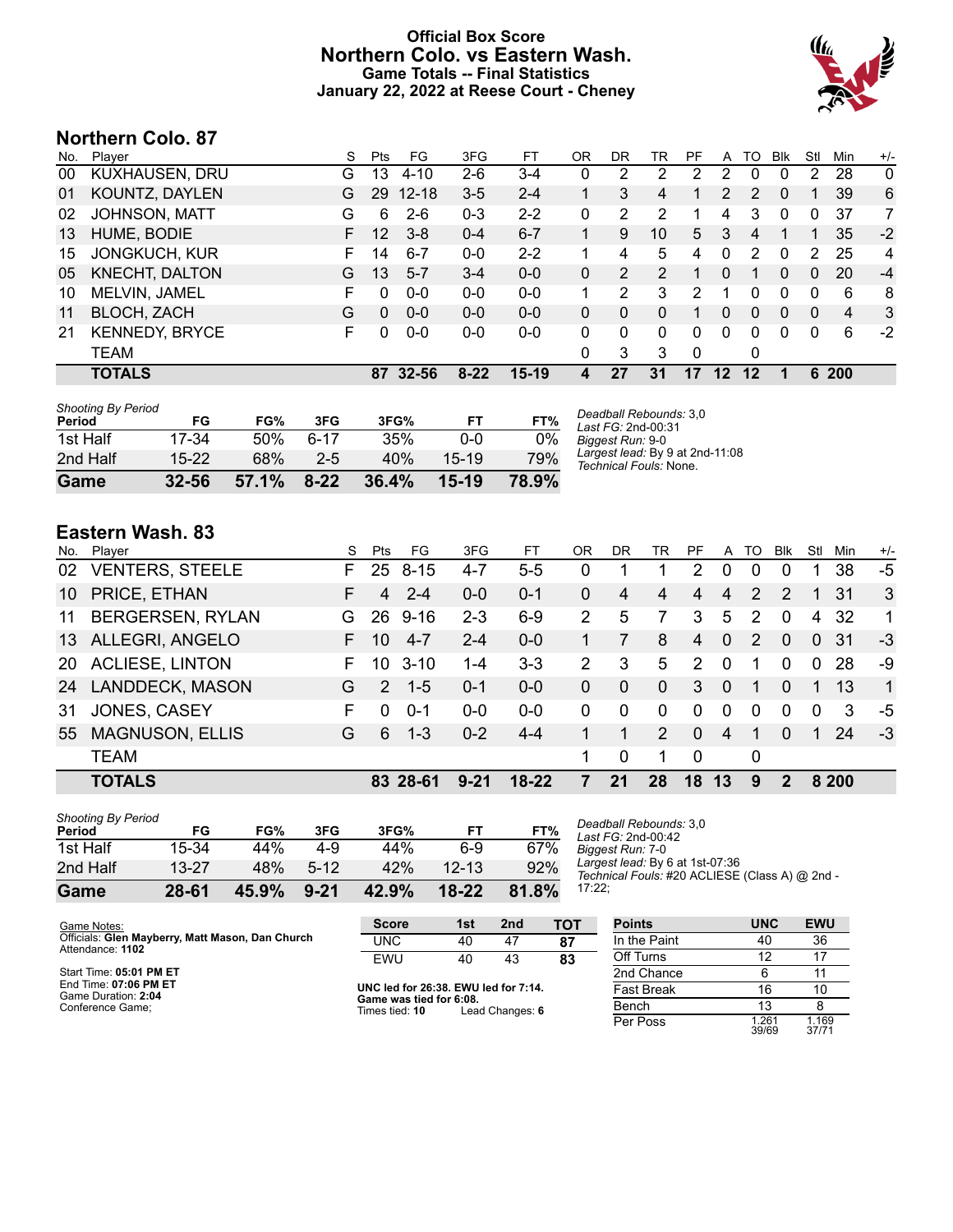# Official Box Score
## Northern Colo. vs Eastern Wash.
### Game Totals -- Final Statistics
### January 22, 2022 at Reese Court - Cheney

## Northern Colo. 87

| No. | Player | S | Pts | FG | 3FG | FT | OR | DR | TR | PF | A | TO | Blk | Stl | Min | +/- |
|---|---|---|---|---|---|---|---|---|---|---|---|---|---|---|---|---|
| 00 | KUXHAUSEN, DRU | G | 13 | 4-10 | 2-6 | 3-4 | 0 | 2 | 2 | 2 | 2 | 0 | 0 | 2 | 28 | 0 |
| 01 | KOUNTZ, DAYLEN | G | 29 | 12-18 | 3-5 | 2-4 | 1 | 3 | 4 | 1 | 2 | 2 | 0 | 1 | 39 | 6 |
| 02 | JOHNSON, MATT | G | 6 | 2-6 | 0-3 | 2-2 | 0 | 2 | 2 | 1 | 4 | 3 | 0 | 0 | 37 | 7 |
| 13 | HUME, BODIE | F | 12 | 3-8 | 0-4 | 6-7 | 1 | 9 | 10 | 5 | 3 | 4 | 1 | 1 | 35 | -2 |
| 15 | JONGKUCH, KUR | F | 14 | 6-7 | 0-0 | 2-2 | 1 | 4 | 5 | 4 | 0 | 2 | 0 | 2 | 25 | 4 |
| 05 | KNECHT, DALTON | G | 13 | 5-7 | 3-4 | 0-0 | 0 | 2 | 2 | 1 | 0 | 1 | 0 | 0 | 20 | -4 |
| 10 | MELVIN, JAMEL | F | 0 | 0-0 | 0-0 | 0-0 | 1 | 2 | 3 | 2 | 1 | 0 | 0 | 0 | 6 | 8 |
| 11 | BLOCH, ZACH | G | 0 | 0-0 | 0-0 | 0-0 | 0 | 0 | 0 | 1 | 0 | 0 | 0 | 0 | 4 | 3 |
| 21 | KENNEDY, BRYCE | F | 0 | 0-0 | 0-0 | 0-0 | 0 | 0 | 0 | 0 | 0 | 0 | 0 | 0 | 6 | -2 |
| | TEAM | | | | | | 0 | 3 | 3 | 0 | | 0 | | | | |
| | **TOTALS** | | **87** | **32-56** | **8-22** | **15-19** | **4** | **27** | **31** | **17** | **12** | **12** | **1** | **6** | **200** | |

| Shooting By Period | FG | FG% | 3FG | 3FG% | FT | FT% |
|---|---|---|---|---|---|---|
| 1st Half | 17-34 | 50% | 6-17 | 35% | 0-0 | 0% |
| 2nd Half | 15-22 | 68% | 2-5 | 40% | 15-19 | 79% |
| **Game** | **32-56** | **57.1%** | **8-22** | **36.4%** | **15-19** | **78.9%** |

*Deadball Rebounds:* 3,0
*Last FG:* 2nd-00:31
*Biggest Run:* 9-0
*Largest lead:* By 9 at 2nd-11:08
*Technical Fouls:* None.

## Eastern Wash. 83

| No. | Player | S | Pts | FG | 3FG | FT | OR | DR | TR | PF | A | TO | Blk | Stl | Min | +/- |
|---|---|---|---|---|---|---|---|---|---|---|---|---|---|---|---|---|
| 02 | VENTERS, STEELE | F | 25 | 8-15 | 4-7 | 5-5 | 0 | 1 | 1 | 2 | 0 | 0 | 0 | 1 | 38 | -5 |
| 10 | PRICE, ETHAN | F | 4 | 2-4 | 0-0 | 0-1 | 0 | 4 | 4 | 4 | 4 | 2 | 2 | 1 | 31 | 3 |
| 11 | BERGERSEN, RYLAN | G | 26 | 9-16 | 2-3 | 6-9 | 2 | 5 | 7 | 3 | 5 | 2 | 0 | 4 | 32 | 1 |
| 13 | ALLEGRI, ANGELO | F | 10 | 4-7 | 2-4 | 0-0 | 1 | 7 | 8 | 4 | 0 | 2 | 0 | 0 | 31 | -3 |
| 20 | ACLIESE, LINTON | F | 10 | 3-10 | 1-4 | 3-3 | 2 | 3 | 5 | 2 | 0 | 1 | 0 | 0 | 28 | -9 |
| 24 | LANDDECK, MASON | G | 2 | 1-5 | 0-1 | 0-0 | 0 | 0 | 0 | 3 | 0 | 1 | 0 | 1 | 13 | 1 |
| 31 | JONES, CASEY | F | 0 | 0-1 | 0-0 | 0-0 | 0 | 0 | 0 | 0 | 0 | 0 | 0 | 0 | 3 | -5 |
| 55 | MAGNUSON, ELLIS | G | 6 | 1-3 | 0-2 | 4-4 | 1 | 1 | 2 | 0 | 4 | 1 | 0 | 1 | 24 | -3 |
| | TEAM | | | | | | 1 | 0 | 1 | 0 | | 0 | | | | |
| | **TOTALS** | | **83** | **28-61** | **9-21** | **18-22** | **7** | **21** | **28** | **18** | **13** | **9** | **2** | **8** | **200** | |

| Shooting By Period | FG | FG% | 3FG | 3FG% | FT | FT% |
|---|---|---|---|---|---|---|
| 1st Half | 15-34 | 44% | 4-9 | 44% | 6-9 | 67% |
| 2nd Half | 13-27 | 48% | 5-12 | 42% | 12-13 | 92% |
| **Game** | **28-61** | **45.9%** | **9-21** | **42.9%** | **18-22** | **81.8%** |

*Deadball Rebounds:* 3,0
*Last FG:* 2nd-00:42
*Biggest Run:* 7-0
*Largest lead:* By 6 at 1st-07:36
*Technical Fouls:* #20 ACLIESE (Class A) @ 2nd - 17:22;

Game Notes:
Officials: **Glen Mayberry, Matt Mason, Dan Church**
Attendance: **1102**

Start Time: **05:01 PM ET**
End Time: **07:06 PM ET**
Game Duration: **2:04**
Conference Game;

| Score | 1st | 2nd | TOT |
|---|---|---|---|
| UNC | 40 | 47 | **87** |
| EWU | 40 | 43 | **83** |

**UNC led for 26:38. EWU led for 7:14.**
**Game was tied for 6:08.**
Times tied: **10** Lead Changes: **6**

| Points | UNC | EWU |
|---|---|---|
| In the Paint | 40 | 36 |
| Off Turns | 12 | 17 |
| 2nd Chance | 6 | 11 |
| Fast Break | 16 | 10 |
| Bench | 13 | 8 |
| Per Poss | 1.261 39/69 | 1.169 37/71 |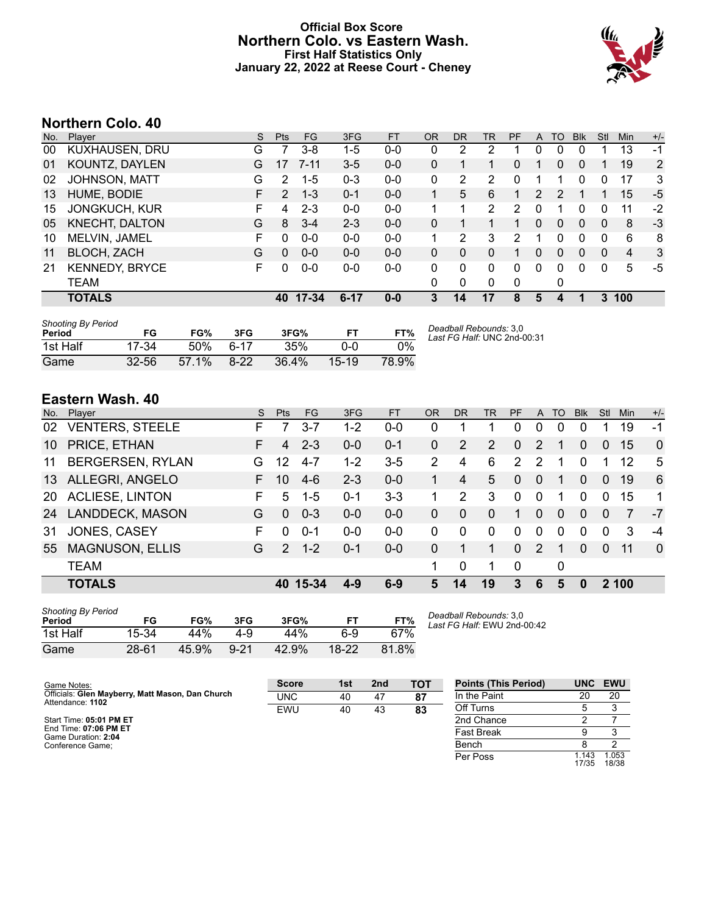# Official Box Score
## Northern Colo. vs Eastern Wash.
### First Half Statistics Only
### January 22, 2022 at Reese Court - Cheney

## Northern Colo. 40

| No. | Player | S | Pts | FG | 3FG | FT | OR | DR | TR | PF | A | TO | Blk | Stl | Min | +/- |
|---|---|---|---|---|---|---|---|---|---|---|---|---|---|---|---|---|
| 00 | KUXHAUSEN, DRU | G | 7 | 3-8 | 1-5 | 0-0 | 0 | 2 | 2 | 1 | 0 | 0 | 0 | 1 | 13 | -1 |
| 01 | KOUNTZ, DAYLEN | G | 17 | 7-11 | 3-5 | 0-0 | 0 | 1 | 1 | 0 | 1 | 0 | 0 | 1 | 19 | 2 |
| 02 | JOHNSON, MATT | G | 2 | 1-5 | 0-3 | 0-0 | 0 | 2 | 2 | 0 | 1 | 1 | 0 | 0 | 17 | 3 |
| 13 | HUME, BODIE | F | 2 | 1-3 | 0-1 | 0-0 | 1 | 5 | 6 | 1 | 2 | 2 | 1 | 1 | 15 | -5 |
| 15 | JONGKUCH, KUR | F | 4 | 2-3 | 0-0 | 0-0 | 1 | 1 | 2 | 2 | 0 | 1 | 0 | 0 | 11 | -2 |
| 05 | KNECHT, DALTON | G | 8 | 3-4 | 2-3 | 0-0 | 0 | 1 | 1 | 1 | 0 | 0 | 0 | 0 | 8 | -3 |
| 10 | MELVIN, JAMEL | F | 0 | 0-0 | 0-0 | 0-0 | 1 | 2 | 3 | 2 | 1 | 0 | 0 | 0 | 6 | 8 |
| 11 | BLOCH, ZACH | G | 0 | 0-0 | 0-0 | 0-0 | 0 | 0 | 0 | 1 | 0 | 0 | 0 | 0 | 4 | 3 |
| 21 | KENNEDY, BRYCE | F | 0 | 0-0 | 0-0 | 0-0 | 0 | 0 | 0 | 0 | 0 | 0 | 0 | 0 | 5 | -5 |
| | TEAM | | | | | | 0 | 0 | 0 | 0 | | 0 | | | | |
| | **TOTALS** | | **40** | **17-34** | **6-17** | **0-0** | **3** | **14** | **17** | **8** | **5** | **4** | **1** | **3** | **100** | |

*Shooting By Period*

| Period | FG | FG% | 3FG | 3FG% | FT | FT% |
|---|---|---|---|---|---|---|
| 1st Half | 17-34 | 50% | 6-17 | 35% | 0-0 | 0% |
| Game | 32-56 | 57.1% | 8-22 | 36.4% | 15-19 | 78.9% |

*Deadball Rebounds:* 3,0
*Last FG Half:* UNC 2nd-00:31

## Eastern Wash. 40

| No. | Player | S | Pts | FG | 3FG | FT | OR | DR | TR | PF | A | TO | Blk | Stl | Min | +/- |
|---|---|---|---|---|---|---|---|---|---|---|---|---|---|---|---|---|
| 02 | VENTERS, STEELE | F | 7 | 3-7 | 1-2 | 0-0 | 0 | 1 | 1 | 0 | 0 | 0 | 0 | 1 | 19 | -1 |
| 10 | PRICE, ETHAN | F | 4 | 2-3 | 0-0 | 0-1 | 0 | 2 | 2 | 0 | 2 | 1 | 0 | 0 | 15 | 0 |
| 11 | BERGERSEN, RYLAN | G | 12 | 4-7 | 1-2 | 3-5 | 2 | 4 | 6 | 2 | 2 | 1 | 0 | 1 | 12 | 5 |
| 13 | ALLEGRI, ANGELO | F | 10 | 4-6 | 2-3 | 0-0 | 1 | 4 | 5 | 0 | 0 | 1 | 0 | 0 | 19 | 6 |
| 20 | ACLIESE, LINTON | F | 5 | 1-5 | 0-1 | 3-3 | 1 | 2 | 3 | 0 | 0 | 1 | 0 | 0 | 15 | 1 |
| 24 | LANDDECK, MASON | G | 0 | 0-3 | 0-0 | 0-0 | 0 | 0 | 0 | 1 | 0 | 0 | 0 | 0 | 7 | -7 |
| 31 | JONES, CASEY | F | 0 | 0-1 | 0-0 | 0-0 | 0 | 0 | 0 | 0 | 0 | 0 | 0 | 0 | 3 | -4 |
| 55 | MAGNUSON, ELLIS | G | 2 | 1-2 | 0-1 | 0-0 | 0 | 1 | 1 | 0 | 2 | 1 | 0 | 0 | 11 | 0 |
| | TEAM | | | | | | 1 | 0 | 1 | 0 | | 0 | | | | |
| | **TOTALS** | | **40** | **15-34** | **4-9** | **6-9** | **5** | **14** | **19** | **3** | **6** | **5** | **0** | **2** | **100** | |

*Shooting By Period*

| Period | FG | FG% | 3FG | 3FG% | FT | FT% |
|---|---|---|---|---|---|---|
| 1st Half | 15-34 | 44% | 4-9 | 44% | 6-9 | 67% |
| Game | 28-61 | 45.9% | 9-21 | 42.9% | 18-22 | 81.8% |

*Deadball Rebounds:* 3,0
*Last FG Half:* EWU 2nd-00:42

Game Notes:
Officials: **Glen Mayberry, Matt Mason, Dan Church**
Attendance: **1102**

Start Time: **05:01 PM ET**
End Time: **07:06 PM ET**
Game Duration: **2:04**
Conference Game;

| Score | 1st | 2nd | TOT |
|---|---|---|---|
| UNC | 40 | 47 | **87** |
| EWU | 40 | 43 | **83** |

| Points (This Period) | UNC | EWU |
|---|---|---|
| In the Paint | 20 | 20 |
| Off Turns | 5 | 3 |
| 2nd Chance | 2 | 7 |
| Fast Break | 9 | 3 |
| Bench | 8 | 2 |
| Per Poss | 1.143 17/35 | 1.053 18/38 |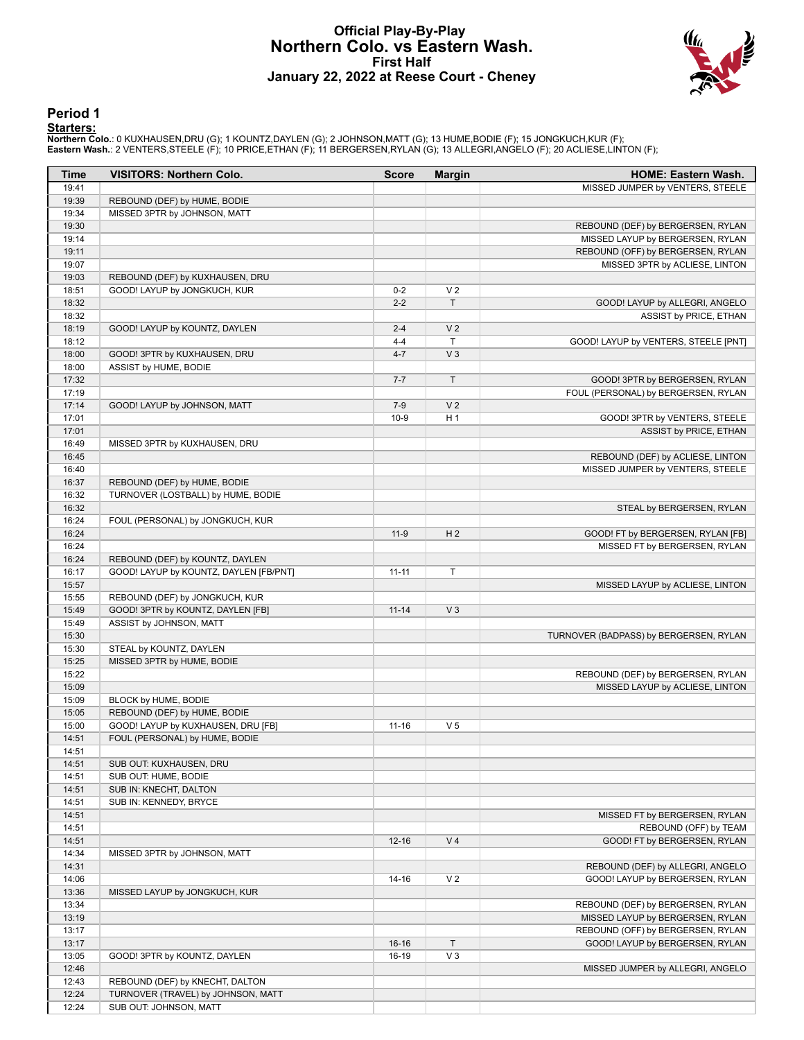# Official Play-By-Play
## Northern Colo. vs Eastern Wash.
### First Half
### January 22, 2022 at Reese Court - Cheney

## Period 1

**Starters:**

**Northern Colo.**: 0 KUXHAUSEN,DRU (G); 1 KOUNTZ,DAYLEN (G); 2 JOHNSON,MATT (G); 13 HUME,BODIE (F); 15 JONGKUCH,KUR (F);
**Eastern Wash.**: 2 VENTERS,STEELE (F); 10 PRICE,ETHAN (F); 11 BERGERSEN,RYLAN (G); 13 ALLEGRI,ANGELO (F); 20 ACLIESE,LINTON (F);

| Time | VISITORS: Northern Colo. | Score | Margin | HOME: Eastern Wash. |
|---|---|---|---|---|
| 19:41 | | | | MISSED JUMPER by VENTERS, STEELE |
| 19:39 | REBOUND (DEF) by HUME, BODIE | | | |
| 19:34 | MISSED 3PTR by JOHNSON, MATT | | | |
| 19:30 | | | | REBOUND (DEF) by BERGERSEN, RYLAN |
| 19:14 | | | | MISSED LAYUP by BERGERSEN, RYLAN |
| 19:11 | | | | REBOUND (OFF) by BERGERSEN, RYLAN |
| 19:07 | | | | MISSED 3PTR by ACLIESE, LINTON |
| 19:03 | REBOUND (DEF) by KUXHAUSEN, DRU | | | |
| 18:51 | GOOD! LAYUP by JONGKUCH, KUR | 0-2 | V 2 | |
| 18:32 | | 2-2 | T | GOOD! LAYUP by ALLEGRI, ANGELO |
| 18:32 | | | | ASSIST by PRICE, ETHAN |
| 18:19 | GOOD! LAYUP by KOUNTZ, DAYLEN | 2-4 | V 2 | |
| 18:12 | | 4-4 | T | GOOD! LAYUP by VENTERS, STEELE [PNT] |
| 18:00 | GOOD! 3PTR by KUXHAUSEN, DRU | 4-7 | V 3 | |
| 18:00 | ASSIST by HUME, BODIE | | | |
| 17:32 | | 7-7 | T | GOOD! 3PTR by BERGERSEN, RYLAN |
| 17:19 | | | | FOUL (PERSONAL) by BERGERSEN, RYLAN |
| 17:14 | GOOD! LAYUP by JOHNSON, MATT | 7-9 | V 2 | |
| 17:01 | | 10-9 | H 1 | GOOD! 3PTR by VENTERS, STEELE |
| 17:01 | | | | ASSIST by PRICE, ETHAN |
| 16:49 | MISSED 3PTR by KUXHAUSEN, DRU | | | |
| 16:45 | | | | REBOUND (DEF) by ACLIESE, LINTON |
| 16:40 | | | | MISSED JUMPER by VENTERS, STEELE |
| 16:37 | REBOUND (DEF) by HUME, BODIE | | | |
| 16:32 | TURNOVER (LOSTBALL) by HUME, BODIE | | | |
| 16:32 | | | | STEAL by BERGERSEN, RYLAN |
| 16:24 | FOUL (PERSONAL) by JONGKUCH, KUR | | | |
| 16:24 | | 11-9 | H 2 | GOOD! FT by BERGERSEN, RYLAN [FB] |
| 16:24 | | | | MISSED FT by BERGERSEN, RYLAN |
| 16:24 | REBOUND (DEF) by KOUNTZ, DAYLEN | | | |
| 16:17 | GOOD! LAYUP by KOUNTZ, DAYLEN [FB/PNT] | 11-11 | T | |
| 15:57 | | | | MISSED LAYUP by ACLIESE, LINTON |
| 15:55 | REBOUND (DEF) by JONGKUCH, KUR | | | |
| 15:49 | GOOD! 3PTR by KOUNTZ, DAYLEN [FB] | 11-14 | V 3 | |
| 15:49 | ASSIST by JOHNSON, MATT | | | |
| 15:30 | | | | TURNOVER (BADPASS) by BERGERSEN, RYLAN |
| 15:30 | STEAL by KOUNTZ, DAYLEN | | | |
| 15:25 | MISSED 3PTR by HUME, BODIE | | | |
| 15:22 | | | | REBOUND (DEF) by BERGERSEN, RYLAN |
| 15:09 | | | | MISSED LAYUP by ACLIESE, LINTON |
| 15:09 | BLOCK by HUME, BODIE | | | |
| 15:05 | REBOUND (DEF) by HUME, BODIE | | | |
| 15:00 | GOOD! LAYUP by KUXHAUSEN, DRU [FB] | 11-16 | V 5 | |
| 14:51 | FOUL (PERSONAL) by HUME, BODIE | | | |
| 14:51 | | | | |
| 14:51 | SUB OUT: KUXHAUSEN, DRU | | | |
| 14:51 | SUB OUT: HUME, BODIE | | | |
| 14:51 | SUB IN: KNECHT, DALTON | | | |
| 14:51 | SUB IN: KENNEDY, BRYCE | | | |
| 14:51 | | | | MISSED FT by BERGERSEN, RYLAN |
| 14:51 | | | | REBOUND (OFF) by TEAM |
| 14:51 | | 12-16 | V 4 | GOOD! FT by BERGERSEN, RYLAN |
| 14:34 | MISSED 3PTR by JOHNSON, MATT | | | |
| 14:31 | | | | REBOUND (DEF) by ALLEGRI, ANGELO |
| 14:06 | | 14-16 | V 2 | GOOD! LAYUP by BERGERSEN, RYLAN |
| 13:36 | MISSED LAYUP by JONGKUCH, KUR | | | |
| 13:34 | | | | REBOUND (DEF) by BERGERSEN, RYLAN |
| 13:19 | | | | MISSED LAYUP by BERGERSEN, RYLAN |
| 13:17 | | | | REBOUND (OFF) by BERGERSEN, RYLAN |
| 13:17 | | 16-16 | T | GOOD! LAYUP by BERGERSEN, RYLAN |
| 13:05 | GOOD! 3PTR by KOUNTZ, DAYLEN | 16-19 | V 3 | |
| 12:46 | | | | MISSED JUMPER by ALLEGRI, ANGELO |
| 12:43 | REBOUND (DEF) by KNECHT, DALTON | | | |
| 12:24 | TURNOVER (TRAVEL) by JOHNSON, MATT | | | |
| 12:24 | SUB OUT: JOHNSON, MATT | | | |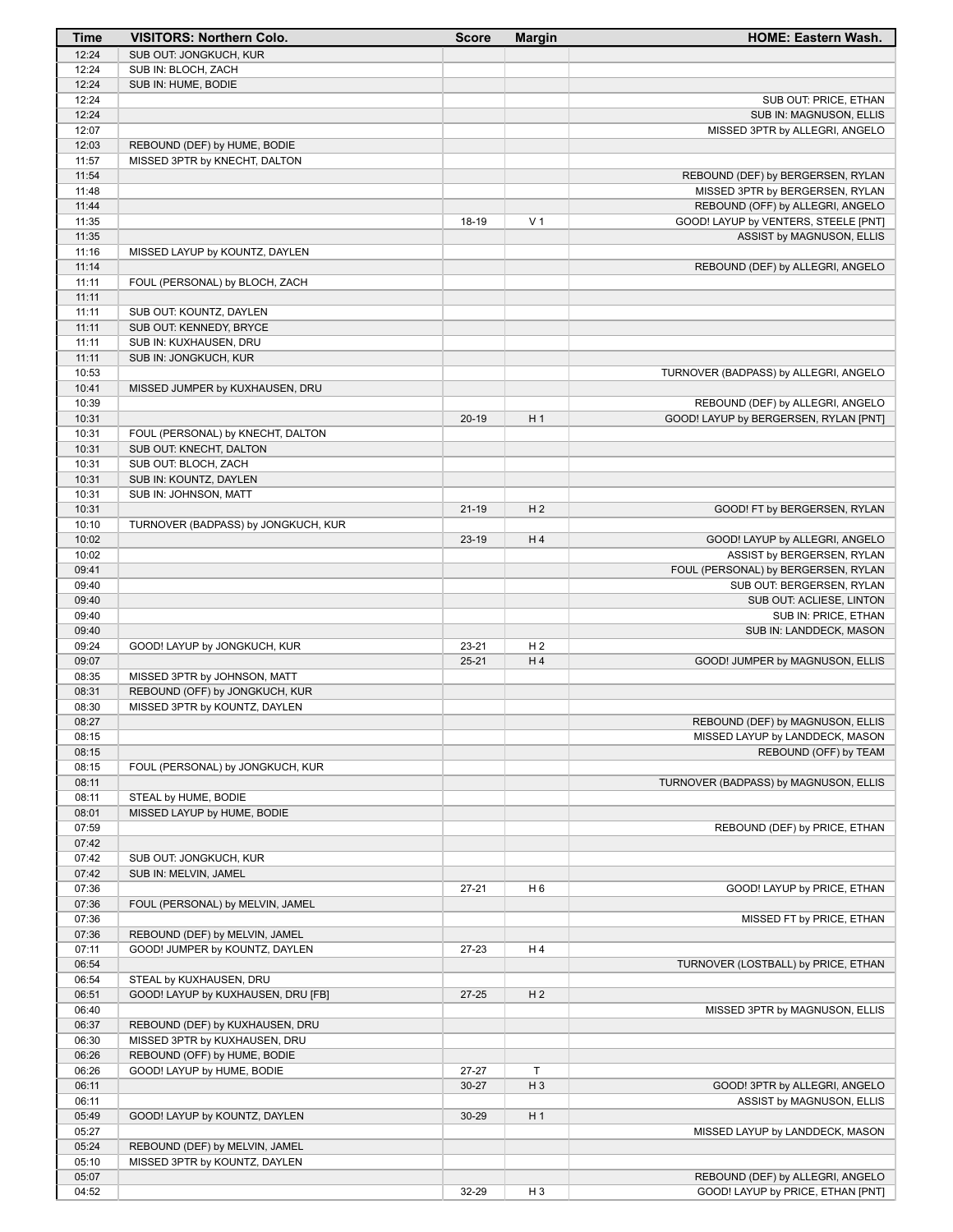| Time | VISITORS: Northern Colo. | Score | Margin | HOME: Eastern Wash. |
| --- | --- | --- | --- | --- |
| 12:24 | SUB OUT: JONGKUCH, KUR | | | |
| 12:24 | SUB IN: BLOCH, ZACH | | | |
| 12:24 | SUB IN: HUME, BODIE | | | |
| 12:24 | | | | SUB OUT: PRICE, ETHAN |
| 12:24 | | | | SUB IN: MAGNUSON, ELLIS |
| 12:07 | | | | MISSED 3PTR by ALLEGRI, ANGELO |
| 12:03 | REBOUND (DEF) by HUME, BODIE | | | |
| 11:57 | MISSED 3PTR by KNECHT, DALTON | | | |
| 11:54 | | | | REBOUND (DEF) by BERGERSEN, RYLAN |
| 11:48 | | | | MISSED 3PTR by BERGERSEN, RYLAN |
| 11:44 | | | | REBOUND (OFF) by ALLEGRI, ANGELO |
| 11:35 | | 18-19 | V 1 | GOOD! LAYUP by VENTERS, STEELE [PNT] |
| 11:35 | | | | ASSIST by MAGNUSON, ELLIS |
| 11:16 | MISSED LAYUP by KOUNTZ, DAYLEN | | | |
| 11:14 | | | | REBOUND (DEF) by ALLEGRI, ANGELO |
| 11:11 | FOUL (PERSONAL) by BLOCH, ZACH | | | |
| 11:11 | | | | |
| 11:11 | SUB OUT: KOUNTZ, DAYLEN | | | |
| 11:11 | SUB OUT: KENNEDY, BRYCE | | | |
| 11:11 | SUB IN: KUXHAUSEN, DRU | | | |
| 11:11 | SUB IN: JONGKUCH, KUR | | | |
| 10:53 | | | | TURNOVER (BADPASS) by ALLEGRI, ANGELO |
| 10:41 | MISSED JUMPER by KUXHAUSEN, DRU | | | |
| 10:39 | | | | REBOUND (DEF) by ALLEGRI, ANGELO |
| 10:31 | | 20-19 | H 1 | GOOD! LAYUP by BERGERSEN, RYLAN [PNT] |
| 10:31 | FOUL (PERSONAL) by KNECHT, DALTON | | | |
| 10:31 | SUB OUT: KNECHT, DALTON | | | |
| 10:31 | SUB OUT: BLOCH, ZACH | | | |
| 10:31 | SUB IN: KOUNTZ, DAYLEN | | | |
| 10:31 | SUB IN: JOHNSON, MATT | | | |
| 10:31 | | 21-19 | H 2 | GOOD! FT by BERGERSEN, RYLAN |
| 10:10 | TURNOVER (BADPASS) by JONGKUCH, KUR | | | |
| 10:02 | | 23-19 | H 4 | GOOD! LAYUP by ALLEGRI, ANGELO |
| 10:02 | | | | ASSIST by BERGERSEN, RYLAN |
| 09:41 | | | | FOUL (PERSONAL) by BERGERSEN, RYLAN |
| 09:40 | | | | SUB OUT: BERGERSEN, RYLAN |
| 09:40 | | | | SUB OUT: ACLIESE, LINTON |
| 09:40 | | | | SUB IN: PRICE, ETHAN |
| 09:40 | | | | SUB IN: LANDDECK, MASON |
| 09:24 | GOOD! LAYUP by JONGKUCH, KUR | 23-21 | H 2 | |
| 09:07 | | 25-21 | H 4 | GOOD! JUMPER by MAGNUSON, ELLIS |
| 08:35 | MISSED 3PTR by JOHNSON, MATT | | | |
| 08:31 | REBOUND (OFF) by JONGKUCH, KUR | | | |
| 08:30 | MISSED 3PTR by KOUNTZ, DAYLEN | | | |
| 08:27 | | | | REBOUND (DEF) by MAGNUSON, ELLIS |
| 08:15 | | | | MISSED LAYUP by LANDDECK, MASON |
| 08:15 | | | | REBOUND (OFF) by TEAM |
| 08:15 | FOUL (PERSONAL) by JONGKUCH, KUR | | | |
| 08:11 | | | | TURNOVER (BADPASS) by MAGNUSON, ELLIS |
| 08:11 | STEAL by HUME, BODIE | | | |
| 08:01 | MISSED LAYUP by HUME, BODIE | | | |
| 07:59 | | | | REBOUND (DEF) by PRICE, ETHAN |
| 07:42 | | | | |
| 07:42 | SUB OUT: JONGKUCH, KUR | | | |
| 07:42 | SUB IN: MELVIN, JAMEL | | | |
| 07:36 | | 27-21 | H 6 | GOOD! LAYUP by PRICE, ETHAN |
| 07:36 | FOUL (PERSONAL) by MELVIN, JAMEL | | | |
| 07:36 | | | | MISSED FT by PRICE, ETHAN |
| 07:36 | REBOUND (DEF) by MELVIN, JAMEL | | | |
| 07:11 | GOOD! JUMPER by KOUNTZ, DAYLEN | 27-23 | H 4 | |
| 06:54 | | | | TURNOVER (LOSTBALL) by PRICE, ETHAN |
| 06:54 | STEAL by KUXHAUSEN, DRU | | | |
| 06:51 | GOOD! LAYUP by KUXHAUSEN, DRU [FB] | 27-25 | H 2 | |
| 06:40 | | | | MISSED 3PTR by MAGNUSON, ELLIS |
| 06:37 | REBOUND (DEF) by KUXHAUSEN, DRU | | | |
| 06:30 | MISSED 3PTR by KUXHAUSEN, DRU | | | |
| 06:26 | REBOUND (OFF) by HUME, BODIE | | | |
| 06:26 | GOOD! LAYUP by HUME, BODIE | 27-27 | T | |
| 06:11 | | 30-27 | H 3 | GOOD! 3PTR by ALLEGRI, ANGELO |
| 06:11 | | | | ASSIST by MAGNUSON, ELLIS |
| 05:49 | GOOD! LAYUP by KOUNTZ, DAYLEN | 30-29 | H 1 | |
| 05:27 | | | | MISSED LAYUP by LANDDECK, MASON |
| 05:24 | REBOUND (DEF) by MELVIN, JAMEL | | | |
| 05:10 | MISSED 3PTR by KOUNTZ, DAYLEN | | | |
| 05:07 | | | | REBOUND (DEF) by ALLEGRI, ANGELO |
| 04:52 | | 32-29 | H 3 | GOOD! LAYUP by PRICE, ETHAN [PNT] |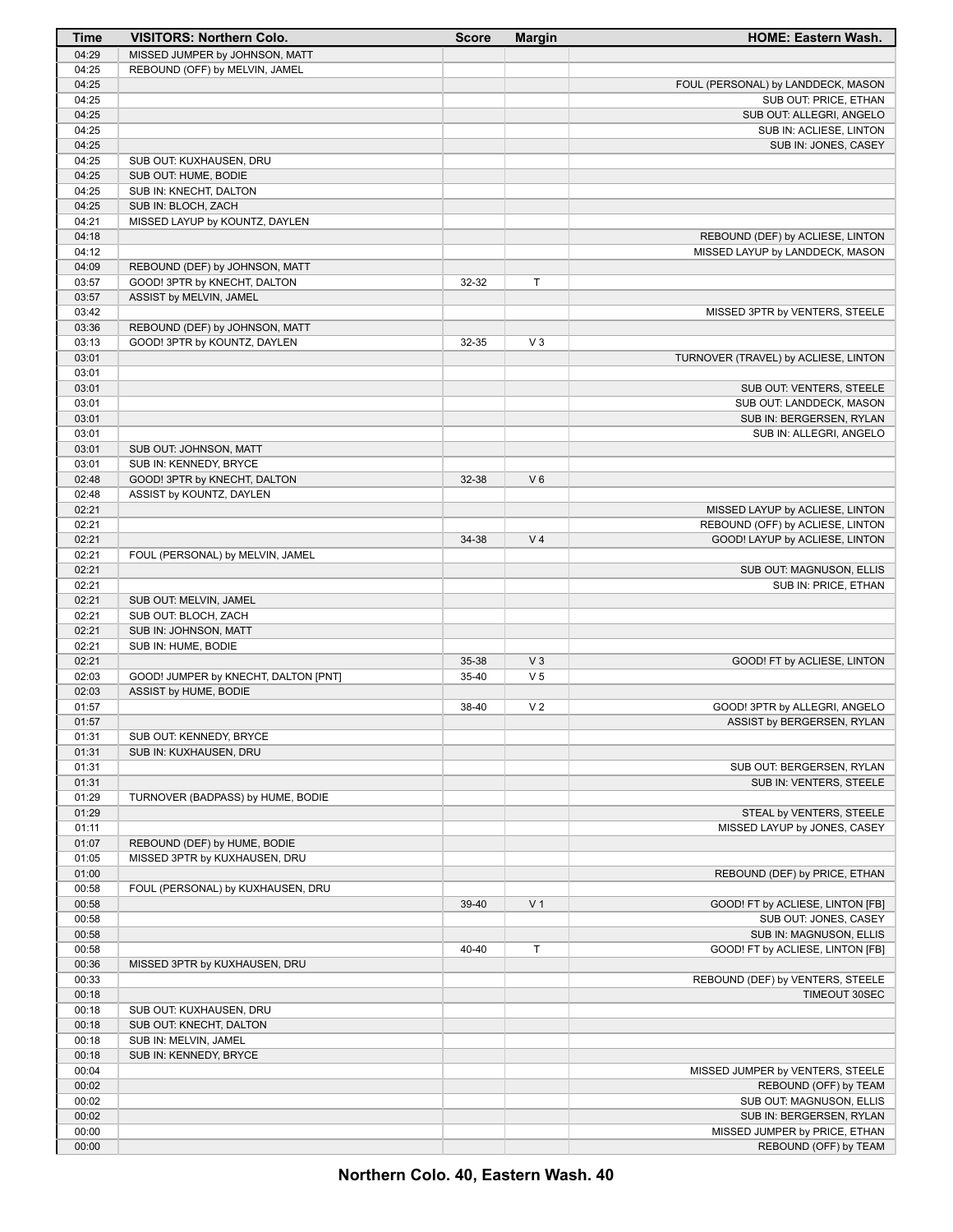| Time | VISITORS: Northern Colo. | Score | Margin | HOME: Eastern Wash. |
|---|---|---|---|---|
| 04:29 | MISSED JUMPER by JOHNSON, MATT | | | |
| 04:25 | REBOUND (OFF) by MELVIN, JAMEL | | | |
| 04:25 | | | | FOUL (PERSONAL) by LANDDECK, MASON |
| 04:25 | | | | SUB OUT: PRICE, ETHAN |
| 04:25 | | | | SUB OUT: ALLEGRI, ANGELO |
| 04:25 | | | | SUB IN: ACLIESE, LINTON |
| 04:25 | | | | SUB IN: JONES, CASEY |
| 04:25 | SUB OUT: KUXHAUSEN, DRU | | | |
| 04:25 | SUB OUT: HUME, BODIE | | | |
| 04:25 | SUB IN: KNECHT, DALTON | | | |
| 04:25 | SUB IN: BLOCH, ZACH | | | |
| 04:21 | MISSED LAYUP by KOUNTZ, DAYLEN | | | |
| 04:18 | | | | REBOUND (DEF) by ACLIESE, LINTON |
| 04:12 | | | | MISSED LAYUP by LANDDECK, MASON |
| 04:09 | REBOUND (DEF) by JOHNSON, MATT | | | |
| 03:57 | GOOD! 3PTR by KNECHT, DALTON | 32-32 | T | |
| 03:57 | ASSIST by MELVIN, JAMEL | | | |
| 03:42 | | | | MISSED 3PTR by VENTERS, STEELE |
| 03:36 | REBOUND (DEF) by JOHNSON, MATT | | | |
| 03:13 | GOOD! 3PTR by KOUNTZ, DAYLEN | 32-35 | V 3 | |
| 03:01 | | | | TURNOVER (TRAVEL) by ACLIESE, LINTON |
| 03:01 | | | | |
| 03:01 | | | | SUB OUT: VENTERS, STEELE |
| 03:01 | | | | SUB OUT: LANDDECK, MASON |
| 03:01 | | | | SUB IN: BERGERSEN, RYLAN |
| 03:01 | | | | SUB IN: ALLEGRI, ANGELO |
| 03:01 | SUB OUT: JOHNSON, MATT | | | |
| 03:01 | SUB IN: KENNEDY, BRYCE | | | |
| 02:48 | GOOD! 3PTR by KNECHT, DALTON | 32-38 | V 6 | |
| 02:48 | ASSIST by KOUNTZ, DAYLEN | | | |
| 02:21 | | | | MISSED LAYUP by ACLIESE, LINTON |
| 02:21 | | | | REBOUND (OFF) by ACLIESE, LINTON |
| 02:21 | | 34-38 | V 4 | GOOD! LAYUP by ACLIESE, LINTON |
| 02:21 | FOUL (PERSONAL) by MELVIN, JAMEL | | | |
| 02:21 | | | | SUB OUT: MAGNUSON, ELLIS |
| 02:21 | | | | SUB IN: PRICE, ETHAN |
| 02:21 | SUB OUT: MELVIN, JAMEL | | | |
| 02:21 | SUB OUT: BLOCH, ZACH | | | |
| 02:21 | SUB IN: JOHNSON, MATT | | | |
| 02:21 | SUB IN: HUME, BODIE | | | |
| 02:21 | | 35-38 | V 3 | GOOD! FT by ACLIESE, LINTON |
| 02:03 | GOOD! JUMPER by KNECHT, DALTON [PNT] | 35-40 | V 5 | |
| 02:03 | ASSIST by HUME, BODIE | | | |
| 01:57 | | 38-40 | V 2 | GOOD! 3PTR by ALLEGRI, ANGELO |
| 01:57 | | | | ASSIST by BERGERSEN, RYLAN |
| 01:31 | SUB OUT: KENNEDY, BRYCE | | | |
| 01:31 | SUB IN: KUXHAUSEN, DRU | | | |
| 01:31 | | | | SUB OUT: BERGERSEN, RYLAN |
| 01:31 | | | | SUB IN: VENTERS, STEELE |
| 01:29 | TURNOVER (BADPASS) by HUME, BODIE | | | |
| 01:29 | | | | STEAL by VENTERS, STEELE |
| 01:11 | | | | MISSED LAYUP by JONES, CASEY |
| 01:07 | REBOUND (DEF) by HUME, BODIE | | | |
| 01:05 | MISSED 3PTR by KUXHAUSEN, DRU | | | |
| 01:00 | | | | REBOUND (DEF) by PRICE, ETHAN |
| 00:58 | FOUL (PERSONAL) by KUXHAUSEN, DRU | | | |
| 00:58 | | 39-40 | V 1 | GOOD! FT by ACLIESE, LINTON [FB] |
| 00:58 | | | | SUB OUT: JONES, CASEY |
| 00:58 | | | | SUB IN: MAGNUSON, ELLIS |
| 00:58 | | 40-40 | T | GOOD! FT by ACLIESE, LINTON [FB] |
| 00:36 | MISSED 3PTR by KUXHAUSEN, DRU | | | |
| 00:33 | | | | REBOUND (DEF) by VENTERS, STEELE |
| 00:18 | | | | TIMEOUT 30SEC |
| 00:18 | SUB OUT: KUXHAUSEN, DRU | | | |
| 00:18 | SUB OUT: KNECHT, DALTON | | | |
| 00:18 | SUB IN: MELVIN, JAMEL | | | |
| 00:18 | SUB IN: KENNEDY, BRYCE | | | |
| 00:04 | | | | MISSED JUMPER by VENTERS, STEELE |
| 00:02 | | | | REBOUND (OFF) by TEAM |
| 00:02 | | | | SUB OUT: MAGNUSON, ELLIS |
| 00:02 | | | | SUB IN: BERGERSEN, RYLAN |
| 00:00 | | | | MISSED JUMPER by PRICE, ETHAN |
| 00:00 | | | | REBOUND (OFF) by TEAM |

**Northern Colo. 40, Eastern Wash. 40**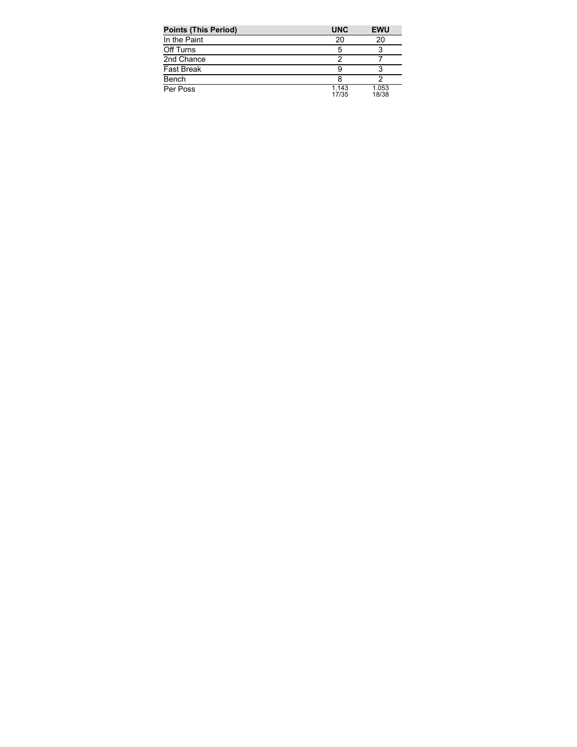| Points (This Period) | UNC | EWU |
| --- | --- | --- |
| In the Paint | 20 | 20 |
| Off Turns | 5 | 3 |
| 2nd Chance | 2 | 7 |
| Fast Break | 9 | 3 |
| Bench | 8 | 2 |
| Per Poss | 1.143<br>17/35 | 1.053<br>18/38 |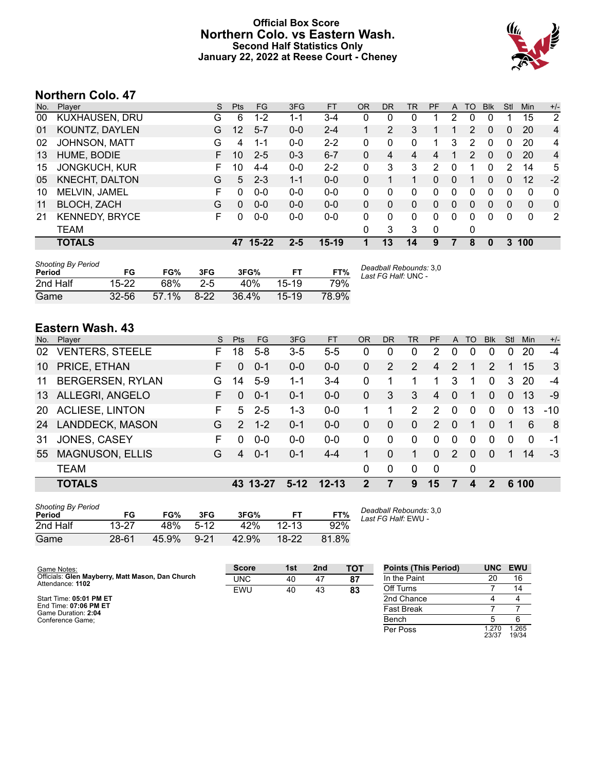# Official Box Score
## Northern Colo. vs Eastern Wash.
### Second Half Statistics Only
### January 22, 2022 at Reese Court - Cheney

## Northern Colo. 47

| No. | Player | S | Pts | FG | 3FG | FT | OR | DR | TR | PF | A | TO | Blk | Stl | Min | +/- |
|---|---|---|---|---|---|---|---|---|---|---|---|---|---|---|---|---|
| 00 | KUXHAUSEN, DRU | G | 6 | 1-2 | 1-1 | 3-4 | 0 | 0 | 0 | 1 | 2 | 0 | 0 | 1 | 15 | 2 |
| 01 | KOUNTZ, DAYLEN | G | 12 | 5-7 | 0-0 | 2-4 | 1 | 2 | 3 | 1 | 1 | 2 | 0 | 0 | 20 | 4 |
| 02 | JOHNSON, MATT | G | 4 | 1-1 | 0-0 | 2-2 | 0 | 0 | 0 | 1 | 3 | 2 | 0 | 0 | 20 | 4 |
| 13 | HUME, BODIE | F | 10 | 2-5 | 0-3 | 6-7 | 0 | 4 | 4 | 4 | 1 | 2 | 0 | 0 | 20 | 4 |
| 15 | JONGKUCH, KUR | F | 10 | 4-4 | 0-0 | 2-2 | 0 | 3 | 3 | 2 | 0 | 1 | 0 | 2 | 14 | 5 |
| 05 | KNECHT, DALTON | G | 5 | 2-3 | 1-1 | 0-0 | 0 | 1 | 1 | 0 | 0 | 1 | 0 | 0 | 12 | -2 |
| 10 | MELVIN, JAMEL | F | 0 | 0-0 | 0-0 | 0-0 | 0 | 0 | 0 | 0 | 0 | 0 | 0 | 0 | 0 | 0 |
| 11 | BLOCH, ZACH | G | 0 | 0-0 | 0-0 | 0-0 | 0 | 0 | 0 | 0 | 0 | 0 | 0 | 0 | 0 | 0 |
| 21 | KENNEDY, BRYCE | F | 0 | 0-0 | 0-0 | 0-0 | 0 | 0 | 0 | 0 | 0 | 0 | 0 | 0 | 0 | 2 |
| | TEAM | | | | | | 0 | 3 | 3 | 0 | | 0 | | | | |
| | **TOTALS** | | **47** | **15-22** | **2-5** | **15-19** | **1** | **13** | **14** | **9** | **7** | **8** | **0** | **3** | **100** | |

*Shooting By Period*

| Period | FG | FG% | 3FG | 3FG% | FT | FT% |
|---|---|---|---|---|---|---|
| 2nd Half | 15-22 | 68% | 2-5 | 40% | 15-19 | 79% |
| Game | 32-56 | 57.1% | 8-22 | 36.4% | 15-19 | 78.9% |

*Deadball Rebounds:* 3,0
*Last FG Half:* UNC -

## Eastern Wash. 43

| No. | Player | S | Pts | FG | 3FG | FT | OR | DR | TR | PF | A | TO | Blk | Stl | Min | +/- |
|---|---|---|---|---|---|---|---|---|---|---|---|---|---|---|---|---|
| 02 | VENTERS, STEELE | F | 18 | 5-8 | 3-5 | 5-5 | 0 | 0 | 0 | 2 | 0 | 0 | 0 | 0 | 20 | -4 |
| 10 | PRICE, ETHAN | F | 0 | 0-1 | 0-0 | 0-0 | 0 | 2 | 2 | 4 | 2 | 1 | 2 | 1 | 15 | 3 |
| 11 | BERGERSEN, RYLAN | G | 14 | 5-9 | 1-1 | 3-4 | 0 | 1 | 1 | 1 | 3 | 1 | 0 | 3 | 20 | -4 |
| 13 | ALLEGRI, ANGELO | F | 0 | 0-1 | 0-1 | 0-0 | 0 | 3 | 3 | 4 | 0 | 1 | 0 | 0 | 13 | -9 |
| 20 | ACLIESE, LINTON | F | 5 | 2-5 | 1-3 | 0-0 | 1 | 1 | 2 | 2 | 0 | 0 | 0 | 0 | 13 | -10 |
| 24 | LANDDECK, MASON | G | 2 | 1-2 | 0-1 | 0-0 | 0 | 0 | 0 | 2 | 0 | 1 | 0 | 1 | 6 | 8 |
| 31 | JONES, CASEY | F | 0 | 0-0 | 0-0 | 0-0 | 0 | 0 | 0 | 0 | 0 | 0 | 0 | 0 | 0 | -1 |
| 55 | MAGNUSON, ELLIS | G | 4 | 0-1 | 0-1 | 4-4 | 1 | 0 | 1 | 0 | 2 | 0 | 0 | 1 | 14 | -3 |
| | TEAM | | | | | | 0 | 0 | 0 | 0 | | 0 | | | | |
| | **TOTALS** | | **43** | **13-27** | **5-12** | **12-13** | **2** | **7** | **9** | **15** | **7** | **4** | **2** | **6** | **100** | |

*Shooting By Period*

| Period | FG | FG% | 3FG | 3FG% | FT | FT% |
|---|---|---|---|---|---|---|
| 2nd Half | 13-27 | 48% | 5-12 | 42% | 12-13 | 92% |
| Game | 28-61 | 45.9% | 9-21 | 42.9% | 18-22 | 81.8% |

*Deadball Rebounds:* 3,0
*Last FG Half:* EWU -

Game Notes:
Officials: **Glen Mayberry, Matt Mason, Dan Church**
Attendance: **1102**

Start Time: **05:01 PM ET**
End Time: **07:06 PM ET**
Game Duration: **2:04**
Conference Game;

| Score | 1st | 2nd | TOT |
|---|---|---|---|
| UNC | 40 | 47 | **87** |
| EWU | 40 | 43 | **83** |

| Points (This Period) | UNC | EWU |
|---|---|---|
| In the Paint | 20 | 16 |
| Off Turns | 7 | 14 |
| 2nd Chance | 4 | 4 |
| Fast Break | 7 | 7 |
| Bench | 5 | 6 |
| Per Poss | 1.270 23/37 | 1.265 19/34 |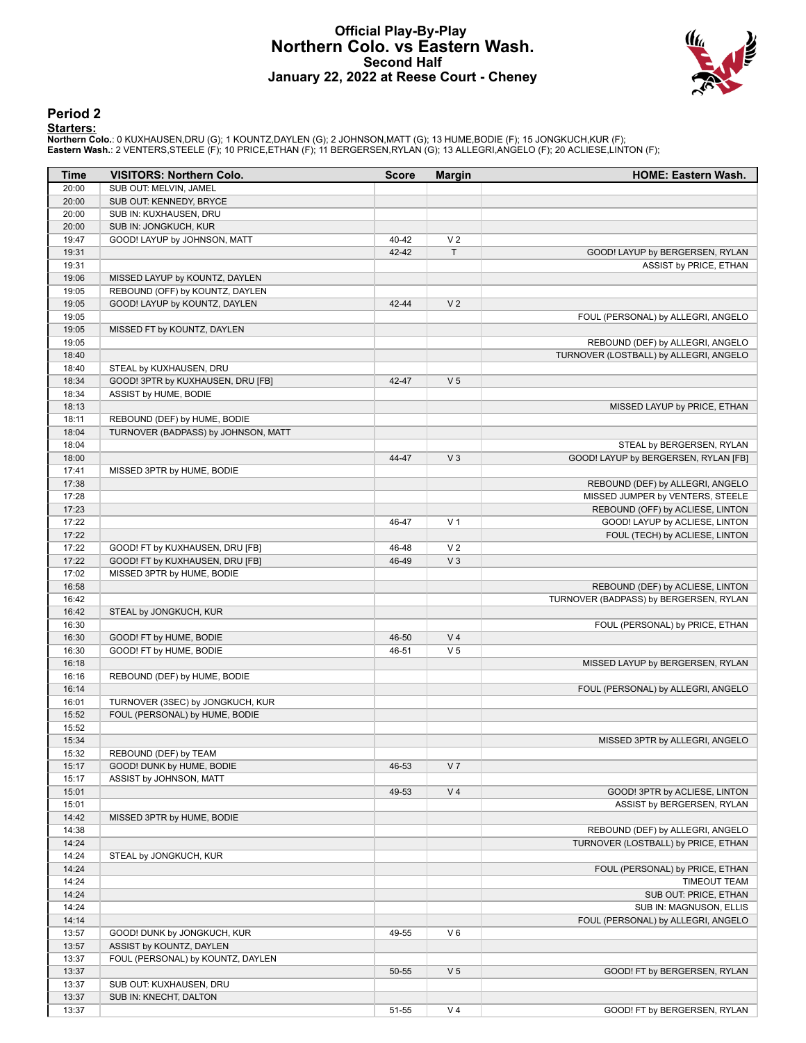# Official Play-By-Play
## Northern Colo. vs Eastern Wash.
### Second Half
### January 22, 2022 at Reese Court - Cheney

## Period 2

**Starters:**

**Northern Colo.**: 0 KUXHAUSEN,DRU (G); 1 KOUNTZ,DAYLEN (G); 2 JOHNSON,MATT (G); 13 HUME,BODIE (F); 15 JONGKUCH,KUR (F);
**Eastern Wash.**: 2 VENTERS,STEELE (F); 10 PRICE,ETHAN (F); 11 BERGERSEN,RYLAN (G); 13 ALLEGRI,ANGELO (F); 20 ACLIESE,LINTON (F);

| Time | VISITORS: Northern Colo. | Score | Margin | HOME: Eastern Wash. |
|---|---|---|---|---|
| 20:00 | SUB OUT: MELVIN, JAMEL | | | |
| 20:00 | SUB OUT: KENNEDY, BRYCE | | | |
| 20:00 | SUB IN: KUXHAUSEN, DRU | | | |
| 20:00 | SUB IN: JONGKUCH, KUR | | | |
| 19:47 | GOOD! LAYUP by JOHNSON, MATT | 40-42 | V 2 | |
| 19:31 | | 42-42 | T | GOOD! LAYUP by BERGERSEN, RYLAN |
| 19:31 | | | | ASSIST by PRICE, ETHAN |
| 19:06 | MISSED LAYUP by KOUNTZ, DAYLEN | | | |
| 19:05 | REBOUND (OFF) by KOUNTZ, DAYLEN | | | |
| 19:05 | GOOD! LAYUP by KOUNTZ, DAYLEN | 42-44 | V 2 | |
| 19:05 | | | | FOUL (PERSONAL) by ALLEGRI, ANGELO |
| 19:05 | MISSED FT by KOUNTZ, DAYLEN | | | |
| 19:05 | | | | REBOUND (DEF) by ALLEGRI, ANGELO |
| 18:40 | | | | TURNOVER (LOSTBALL) by ALLEGRI, ANGELO |
| 18:40 | STEAL by KUXHAUSEN, DRU | | | |
| 18:34 | GOOD! 3PTR by KUXHAUSEN, DRU [FB] | 42-47 | V 5 | |
| 18:34 | ASSIST by HUME, BODIE | | | |
| 18:13 | | | | MISSED LAYUP by PRICE, ETHAN |
| 18:11 | REBOUND (DEF) by HUME, BODIE | | | |
| 18:04 | TURNOVER (BADPASS) by JOHNSON, MATT | | | |
| 18:04 | | | | STEAL by BERGERSEN, RYLAN |
| 18:00 | | 44-47 | V 3 | GOOD! LAYUP by BERGERSEN, RYLAN [FB] |
| 17:41 | MISSED 3PTR by HUME, BODIE | | | |
| 17:38 | | | | REBOUND (DEF) by ALLEGRI, ANGELO |
| 17:28 | | | | MISSED JUMPER by VENTERS, STEELE |
| 17:23 | | | | REBOUND (OFF) by ACLIESE, LINTON |
| 17:22 | | 46-47 | V 1 | GOOD! LAYUP by ACLIESE, LINTON |
| 17:22 | | | | FOUL (TECH) by ACLIESE, LINTON |
| 17:22 | GOOD! FT by KUXHAUSEN, DRU [FB] | 46-48 | V 2 | |
| 17:22 | GOOD! FT by KUXHAUSEN, DRU [FB] | 46-49 | V 3 | |
| 17:02 | MISSED 3PTR by HUME, BODIE | | | |
| 16:58 | | | | REBOUND (DEF) by ACLIESE, LINTON |
| 16:42 | | | | TURNOVER (BADPASS) by BERGERSEN, RYLAN |
| 16:42 | STEAL by JONGKUCH, KUR | | | |
| 16:30 | | | | FOUL (PERSONAL) by PRICE, ETHAN |
| 16:30 | GOOD! FT by HUME, BODIE | 46-50 | V 4 | |
| 16:30 | GOOD! FT by HUME, BODIE | 46-51 | V 5 | |
| 16:18 | | | | MISSED LAYUP by BERGERSEN, RYLAN |
| 16:16 | REBOUND (DEF) by HUME, BODIE | | | |
| 16:14 | | | | FOUL (PERSONAL) by ALLEGRI, ANGELO |
| 16:01 | TURNOVER (3SEC) by JONGKUCH, KUR | | | |
| 15:52 | FOUL (PERSONAL) by HUME, BODIE | | | |
| 15:52 | | | | |
| 15:34 | | | | MISSED 3PTR by ALLEGRI, ANGELO |
| 15:32 | REBOUND (DEF) by TEAM | | | |
| 15:17 | GOOD! DUNK by HUME, BODIE | 46-53 | V 7 | |
| 15:17 | ASSIST by JOHNSON, MATT | | | |
| 15:01 | | 49-53 | V 4 | GOOD! 3PTR by ACLIESE, LINTON |
| 15:01 | | | | ASSIST by BERGERSEN, RYLAN |
| 14:42 | MISSED 3PTR by HUME, BODIE | | | |
| 14:38 | | | | REBOUND (DEF) by ALLEGRI, ANGELO |
| 14:24 | | | | TURNOVER (LOSTBALL) by PRICE, ETHAN |
| 14:24 | STEAL by JONGKUCH, KUR | | | |
| 14:24 | | | | FOUL (PERSONAL) by PRICE, ETHAN |
| 14:24 | | | | TIMEOUT TEAM |
| 14:24 | | | | SUB OUT: PRICE, ETHAN |
| 14:24 | | | | SUB IN: MAGNUSON, ELLIS |
| 14:14 | | | | FOUL (PERSONAL) by ALLEGRI, ANGELO |
| 13:57 | GOOD! DUNK by JONGKUCH, KUR | 49-55 | V 6 | |
| 13:57 | ASSIST by KOUNTZ, DAYLEN | | | |
| 13:37 | FOUL (PERSONAL) by KOUNTZ, DAYLEN | | | |
| 13:37 | | 50-55 | V 5 | GOOD! FT by BERGERSEN, RYLAN |
| 13:37 | SUB OUT: KUXHAUSEN, DRU | | | |
| 13:37 | SUB IN: KNECHT, DALTON | | | |
| 13:37 | | 51-55 | V 4 | GOOD! FT by BERGERSEN, RYLAN |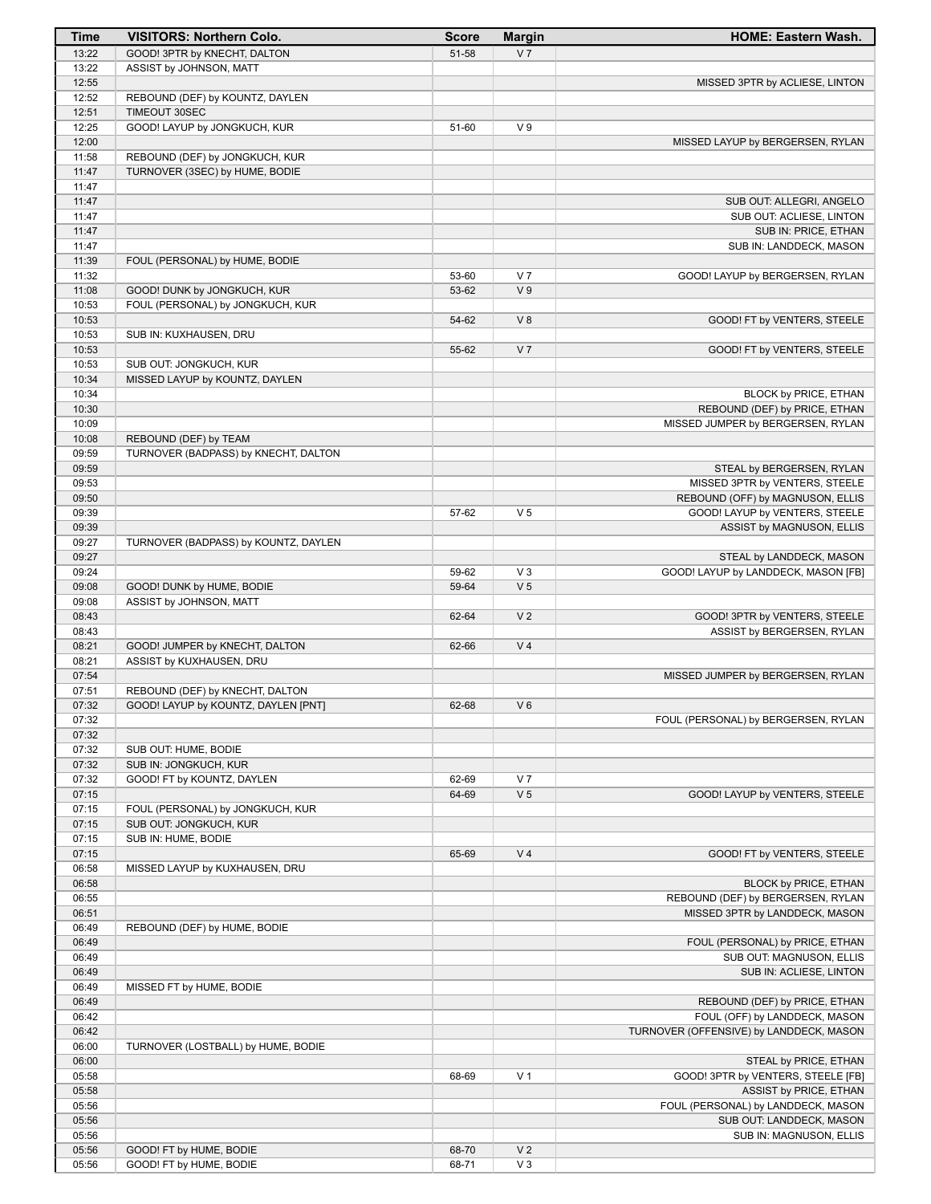| Time | VISITORS: Northern Colo. | Score | Margin | HOME: Eastern Wash. |
|---|---|---|---|---|
| 13:22 | GOOD! 3PTR by KNECHT, DALTON | 51-58 | V 7 | |
| 13:22 | ASSIST by JOHNSON, MATT | | | |
| 12:55 | | | | MISSED 3PTR by ACLIESE, LINTON |
| 12:52 | REBOUND (DEF) by KOUNTZ, DAYLEN | | | |
| 12:51 | TIMEOUT 30SEC | | | |
| 12:25 | GOOD! LAYUP by JONGKUCH, KUR | 51-60 | V 9 | |
| 12:00 | | | | MISSED LAYUP by BERGERSEN, RYLAN |
| 11:58 | REBOUND (DEF) by JONGKUCH, KUR | | | |
| 11:47 | TURNOVER (3SEC) by HUME, BODIE | | | |
| 11:47 | | | | |
| 11:47 | | | | SUB OUT: ALLEGRI, ANGELO |
| 11:47 | | | | SUB OUT: ACLIESE, LINTON |
| 11:47 | | | | SUB IN: PRICE, ETHAN |
| 11:47 | | | | SUB IN: LANDDECK, MASON |
| 11:39 | FOUL (PERSONAL) by HUME, BODIE | | | |
| 11:32 | | 53-60 | V 7 | GOOD! LAYUP by BERGERSEN, RYLAN |
| 11:08 | GOOD! DUNK by JONGKUCH, KUR | 53-62 | V 9 | |
| 10:53 | FOUL (PERSONAL) by JONGKUCH, KUR | | | |
| 10:53 | | 54-62 | V 8 | GOOD! FT by VENTERS, STEELE |
| 10:53 | SUB IN: KUXHAUSEN, DRU | | | |
| 10:53 | | 55-62 | V 7 | GOOD! FT by VENTERS, STEELE |
| 10:53 | SUB OUT: JONGKUCH, KUR | | | |
| 10:34 | MISSED LAYUP by KOUNTZ, DAYLEN | | | |
| 10:34 | | | | BLOCK by PRICE, ETHAN |
| 10:30 | | | | REBOUND (DEF) by PRICE, ETHAN |
| 10:09 | | | | MISSED JUMPER by BERGERSEN, RYLAN |
| 10:08 | REBOUND (DEF) by TEAM | | | |
| 09:59 | TURNOVER (BADPASS) by KNECHT, DALTON | | | |
| 09:59 | | | | STEAL by BERGERSEN, RYLAN |
| 09:53 | | | | MISSED 3PTR by VENTERS, STEELE |
| 09:50 | | | | REBOUND (OFF) by MAGNUSON, ELLIS |
| 09:39 | | 57-62 | V 5 | GOOD! LAYUP by VENTERS, STEELE |
| 09:39 | | | | ASSIST by MAGNUSON, ELLIS |
| 09:27 | TURNOVER (BADPASS) by KOUNTZ, DAYLEN | | | |
| 09:27 | | | | STEAL by LANDDECK, MASON |
| 09:24 | | 59-62 | V 3 | GOOD! LAYUP by LANDDECK, MASON [FB] |
| 09:08 | GOOD! DUNK by HUME, BODIE | 59-64 | V 5 | |
| 09:08 | ASSIST by JOHNSON, MATT | | | |
| 08:43 | | 62-64 | V 2 | GOOD! 3PTR by VENTERS, STEELE |
| 08:43 | | | | ASSIST by BERGERSEN, RYLAN |
| 08:21 | GOOD! JUMPER by KNECHT, DALTON | 62-66 | V 4 | |
| 08:21 | ASSIST by KUXHAUSEN, DRU | | | |
| 07:54 | | | | MISSED JUMPER by BERGERSEN, RYLAN |
| 07:51 | REBOUND (DEF) by KNECHT, DALTON | | | |
| 07:32 | GOOD! LAYUP by KOUNTZ, DAYLEN [PNT] | 62-68 | V 6 | |
| 07:32 | | | | FOUL (PERSONAL) by BERGERSEN, RYLAN |
| 07:32 | | | | |
| 07:32 | SUB OUT: HUME, BODIE | | | |
| 07:32 | SUB IN: JONGKUCH, KUR | | | |
| 07:32 | GOOD! FT by KOUNTZ, DAYLEN | 62-69 | V 7 | |
| 07:15 | | 64-69 | V 5 | GOOD! LAYUP by VENTERS, STEELE |
| 07:15 | FOUL (PERSONAL) by JONGKUCH, KUR | | | |
| 07:15 | SUB OUT: JONGKUCH, KUR | | | |
| 07:15 | SUB IN: HUME, BODIE | | | |
| 07:15 | | 65-69 | V 4 | GOOD! FT by VENTERS, STEELE |
| 06:58 | MISSED LAYUP by KUXHAUSEN, DRU | | | |
| 06:58 | | | | BLOCK by PRICE, ETHAN |
| 06:55 | | | | REBOUND (DEF) by BERGERSEN, RYLAN |
| 06:51 | | | | MISSED 3PTR by LANDDECK, MASON |
| 06:49 | REBOUND (DEF) by HUME, BODIE | | | |
| 06:49 | | | | FOUL (PERSONAL) by PRICE, ETHAN |
| 06:49 | | | | SUB OUT: MAGNUSON, ELLIS |
| 06:49 | | | | SUB IN: ACLIESE, LINTON |
| 06:49 | MISSED FT by HUME, BODIE | | | |
| 06:49 | | | | REBOUND (DEF) by PRICE, ETHAN |
| 06:42 | | | | FOUL (OFF) by LANDDECK, MASON |
| 06:42 | | | | TURNOVER (OFFENSIVE) by LANDDECK, MASON |
| 06:00 | TURNOVER (LOSTBALL) by HUME, BODIE | | | |
| 06:00 | | | | STEAL by PRICE, ETHAN |
| 05:58 | | 68-69 | V 1 | GOOD! 3PTR by VENTERS, STEELE [FB] |
| 05:58 | | | | ASSIST by PRICE, ETHAN |
| 05:56 | | | | FOUL (PERSONAL) by LANDDECK, MASON |
| 05:56 | | | | SUB OUT: LANDDECK, MASON |
| 05:56 | | | | SUB IN: MAGNUSON, ELLIS |
| 05:56 | GOOD! FT by HUME, BODIE | 68-70 | V 2 | |
| 05:56 | GOOD! FT by HUME, BODIE | 68-71 | V 3 | |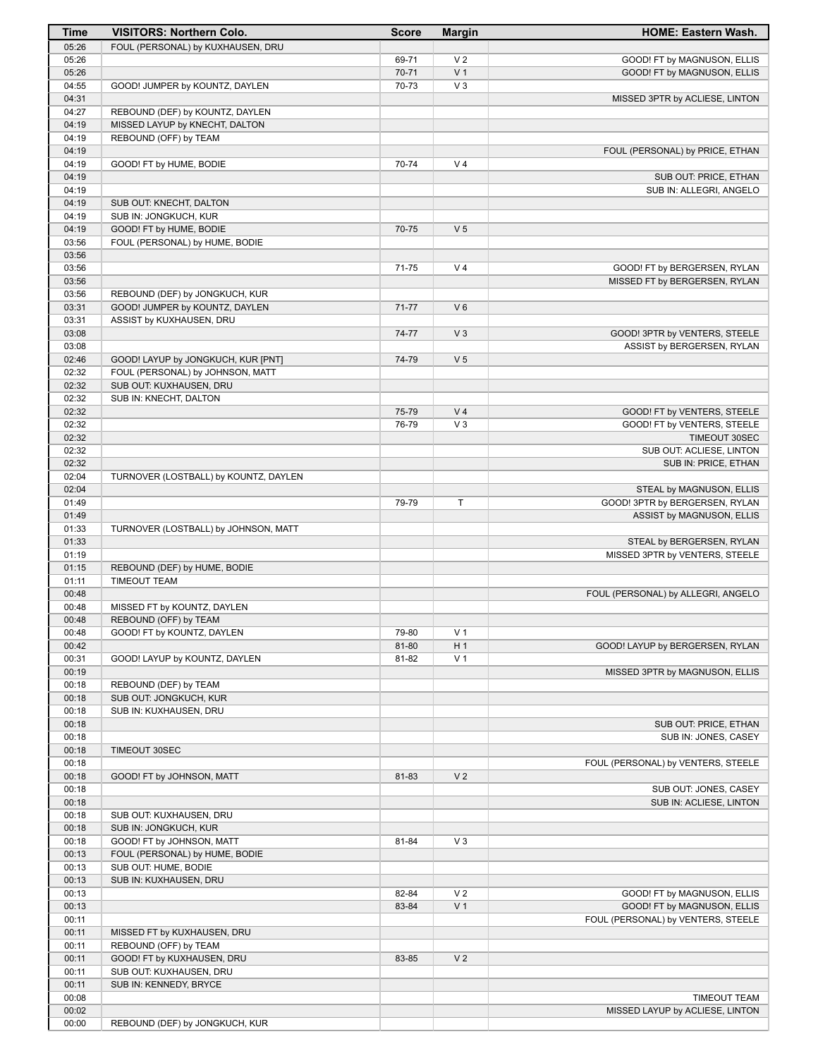| Time | VISITORS: Northern Colo. | Score | Margin | HOME: Eastern Wash. |
|---|---|---|---|---|
| 05:26 | FOUL (PERSONAL) by KUXHAUSEN, DRU | | | |
| 05:26 | | 69-71 | V 2 | GOOD! FT by MAGNUSON, ELLIS |
| 05:26 | | 70-71 | V 1 | GOOD! FT by MAGNUSON, ELLIS |
| 04:55 | GOOD! JUMPER by KOUNTZ, DAYLEN | 70-73 | V 3 | |
| 04:31 | | | | MISSED 3PTR by ACLIESE, LINTON |
| 04:27 | REBOUND (DEF) by KOUNTZ, DAYLEN | | | |
| 04:19 | MISSED LAYUP by KNECHT, DALTON | | | |
| 04:19 | REBOUND (OFF) by TEAM | | | |
| 04:19 | | | | FOUL (PERSONAL) by PRICE, ETHAN |
| 04:19 | GOOD! FT by HUME, BODIE | 70-74 | V 4 | |
| 04:19 | | | | SUB OUT: PRICE, ETHAN |
| 04:19 | | | | SUB IN: ALLEGRI, ANGELO |
| 04:19 | SUB OUT: KNECHT, DALTON | | | |
| 04:19 | SUB IN: JONGKUCH, KUR | | | |
| 04:19 | GOOD! FT by HUME, BODIE | 70-75 | V 5 | |
| 03:56 | FOUL (PERSONAL) by HUME, BODIE | | | |
| 03:56 | | | | |
| 03:56 | | 71-75 | V 4 | GOOD! FT by BERGERSEN, RYLAN |
| 03:56 | | | | MISSED FT by BERGERSEN, RYLAN |
| 03:56 | REBOUND (DEF) by JONGKUCH, KUR | | | |
| 03:31 | GOOD! JUMPER by KOUNTZ, DAYLEN | 71-77 | V 6 | |
| 03:31 | ASSIST by KUXHAUSEN, DRU | | | |
| 03:08 | | 74-77 | V 3 | GOOD! 3PTR by VENTERS, STEELE |
| 03:08 | | | | ASSIST by BERGERSEN, RYLAN |
| 02:46 | GOOD! LAYUP by JONGKUCH, KUR [PNT] | 74-79 | V 5 | |
| 02:32 | FOUL (PERSONAL) by JOHNSON, MATT | | | |
| 02:32 | SUB OUT: KUXHAUSEN, DRU | | | |
| 02:32 | SUB IN: KNECHT, DALTON | | | |
| 02:32 | | 75-79 | V 4 | GOOD! FT by VENTERS, STEELE |
| 02:32 | | 76-79 | V 3 | GOOD! FT by VENTERS, STEELE |
| 02:32 | | | | TIMEOUT 30SEC |
| 02:32 | | | | SUB OUT: ACLIESE, LINTON |
| 02:32 | | | | SUB IN: PRICE, ETHAN |
| 02:04 | TURNOVER (LOSTBALL) by KOUNTZ, DAYLEN | | | |
| 02:04 | | | | STEAL by MAGNUSON, ELLIS |
| 01:49 | | 79-79 | T | GOOD! 3PTR by BERGERSEN, RYLAN |
| 01:49 | | | | ASSIST by MAGNUSON, ELLIS |
| 01:33 | TURNOVER (LOSTBALL) by JOHNSON, MATT | | | |
| 01:33 | | | | STEAL by BERGERSEN, RYLAN |
| 01:19 | | | | MISSED 3PTR by VENTERS, STEELE |
| 01:15 | REBOUND (DEF) by HUME, BODIE | | | |
| 01:11 | TIMEOUT TEAM | | | |
| 00:48 | | | | FOUL (PERSONAL) by ALLEGRI, ANGELO |
| 00:48 | MISSED FT by KOUNTZ, DAYLEN | | | |
| 00:48 | REBOUND (OFF) by TEAM | | | |
| 00:48 | GOOD! FT by KOUNTZ, DAYLEN | 79-80 | V 1 | |
| 00:42 | | 81-80 | H 1 | GOOD! LAYUP by BERGERSEN, RYLAN |
| 00:31 | GOOD! LAYUP by KOUNTZ, DAYLEN | 81-82 | V 1 | |
| 00:19 | | | | MISSED 3PTR by MAGNUSON, ELLIS |
| 00:18 | REBOUND (DEF) by TEAM | | | |
| 00:18 | SUB OUT: JONGKUCH, KUR | | | |
| 00:18 | SUB IN: KUXHAUSEN, DRU | | | |
| 00:18 | | | | SUB OUT: PRICE, ETHAN |
| 00:18 | | | | SUB IN: JONES, CASEY |
| 00:18 | TIMEOUT 30SEC | | | |
| 00:18 | | | | FOUL (PERSONAL) by VENTERS, STEELE |
| 00:18 | GOOD! FT by JOHNSON, MATT | 81-83 | V 2 | |
| 00:18 | | | | SUB OUT: JONES, CASEY |
| 00:18 | | | | SUB IN: ACLIESE, LINTON |
| 00:18 | SUB OUT: KUXHAUSEN, DRU | | | |
| 00:18 | SUB IN: JONGKUCH, KUR | | | |
| 00:18 | GOOD! FT by JOHNSON, MATT | 81-84 | V 3 | |
| 00:13 | FOUL (PERSONAL) by HUME, BODIE | | | |
| 00:13 | SUB OUT: HUME, BODIE | | | |
| 00:13 | SUB IN: KUXHAUSEN, DRU | | | |
| 00:13 | | 82-84 | V 2 | GOOD! FT by MAGNUSON, ELLIS |
| 00:13 | | 83-84 | V 1 | GOOD! FT by MAGNUSON, ELLIS |
| 00:11 | | | | FOUL (PERSONAL) by VENTERS, STEELE |
| 00:11 | MISSED FT by KUXHAUSEN, DRU | | | |
| 00:11 | REBOUND (OFF) by TEAM | | | |
| 00:11 | GOOD! FT by KUXHAUSEN, DRU | 83-85 | V 2 | |
| 00:11 | SUB OUT: KUXHAUSEN, DRU | | | |
| 00:11 | SUB IN: KENNEDY, BRYCE | | | |
| 00:08 | | | | TIMEOUT TEAM |
| 00:02 | | | | MISSED LAYUP by ACLIESE, LINTON |
| 00:00 | REBOUND (DEF) by JONGKUCH, KUR | | | |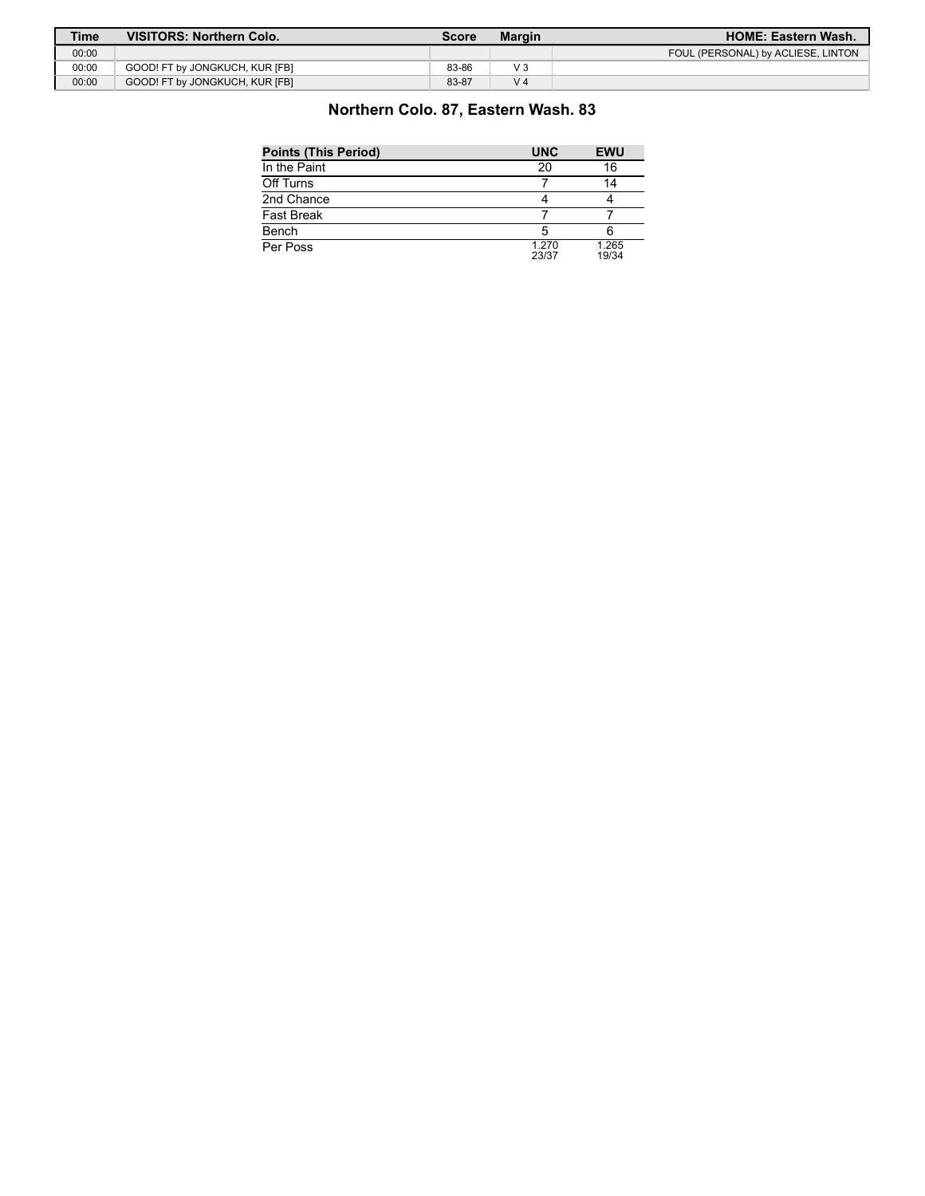| Time | VISITORS: Northern Colo. | Score | Margin | HOME: Eastern Wash. |
| --- | --- | --- | --- | --- |
| 00:00 | | | | FOUL (PERSONAL) by ACLIESE, LINTON |
| 00:00 | GOOD! FT by JONGKUCH, KUR [FB] | 83-86 | V 3 | |
| 00:00 | GOOD! FT by JONGKUCH, KUR [FB] | 83-87 | V 4 | |

## Northern Colo. 87, Eastern Wash. 83

| Points (This Period) | UNC | EWU |
| --- | --- | --- |
| In the Paint | 20 | 16 |
| Off Turns | 7 | 14 |
| 2nd Chance | 4 | 4 |
| Fast Break | 7 | 7 |
| Bench | 5 | 6 |
| Per Poss | 1.270 23/37 | 1.265 19/34 |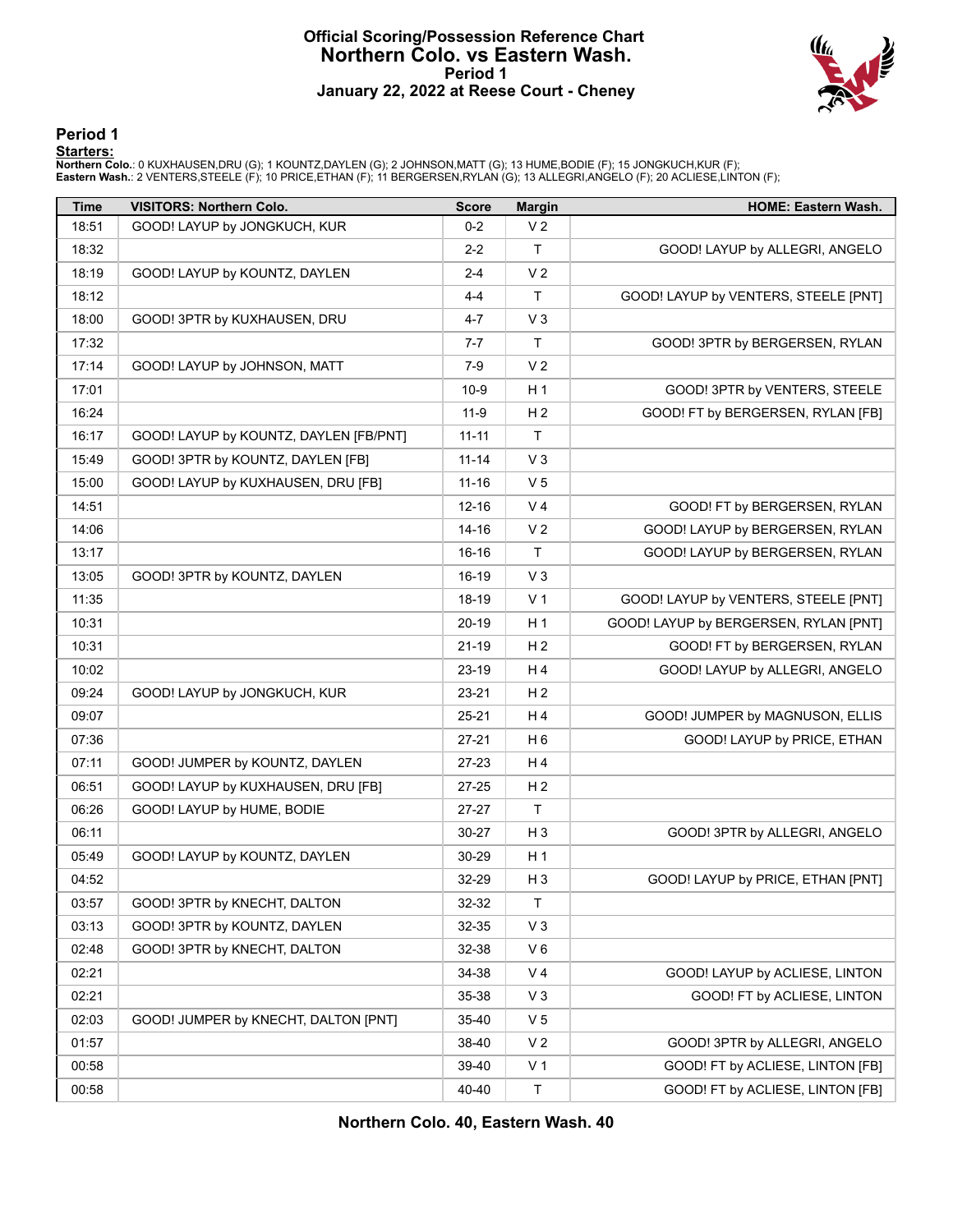# Official Scoring/Possession Reference Chart
## Northern Colo. vs Eastern Wash.
### Period 1
### January 22, 2022 at Reese Court - Cheney

## Period 1

**Starters:**

**Northern Colo.**: 0 KUXHAUSEN,DRU (G); 1 KOUNTZ,DAYLEN (G); 2 JOHNSON,MATT (G); 13 HUME,BODIE (F); 15 JONGKUCH,KUR (F);
**Eastern Wash.**: 2 VENTERS,STEELE (F); 10 PRICE,ETHAN (F); 11 BERGERSEN,RYLAN (G); 13 ALLEGRI,ANGELO (F); 20 ACLIESE,LINTON (F);

| Time | VISITORS: Northern Colo. | Score | Margin | HOME: Eastern Wash. |
|---|---|---|---|---|
| 18:51 | GOOD! LAYUP by JONGKUCH, KUR | 0-2 | V 2 | |
| 18:32 | | 2-2 | T | GOOD! LAYUP by ALLEGRI, ANGELO |
| 18:19 | GOOD! LAYUP by KOUNTZ, DAYLEN | 2-4 | V 2 | |
| 18:12 | | 4-4 | T | GOOD! LAYUP by VENTERS, STEELE [PNT] |
| 18:00 | GOOD! 3PTR by KUXHAUSEN, DRU | 4-7 | V 3 | |
| 17:32 | | 7-7 | T | GOOD! 3PTR by BERGERSEN, RYLAN |
| 17:14 | GOOD! LAYUP by JOHNSON, MATT | 7-9 | V 2 | |
| 17:01 | | 10-9 | H 1 | GOOD! 3PTR by VENTERS, STEELE |
| 16:24 | | 11-9 | H 2 | GOOD! FT by BERGERSEN, RYLAN [FB] |
| 16:17 | GOOD! LAYUP by KOUNTZ, DAYLEN [FB/PNT] | 11-11 | T | |
| 15:49 | GOOD! 3PTR by KOUNTZ, DAYLEN [FB] | 11-14 | V 3 | |
| 15:00 | GOOD! LAYUP by KUXHAUSEN, DRU [FB] | 11-16 | V 5 | |
| 14:51 | | 12-16 | V 4 | GOOD! FT by BERGERSEN, RYLAN |
| 14:06 | | 14-16 | V 2 | GOOD! LAYUP by BERGERSEN, RYLAN |
| 13:17 | | 16-16 | T | GOOD! LAYUP by BERGERSEN, RYLAN |
| 13:05 | GOOD! 3PTR by KOUNTZ, DAYLEN | 16-19 | V 3 | |
| 11:35 | | 18-19 | V 1 | GOOD! LAYUP by VENTERS, STEELE [PNT] |
| 10:31 | | 20-19 | H 1 | GOOD! LAYUP by BERGERSEN, RYLAN [PNT] |
| 10:31 | | 21-19 | H 2 | GOOD! FT by BERGERSEN, RYLAN |
| 10:02 | | 23-19 | H 4 | GOOD! LAYUP by ALLEGRI, ANGELO |
| 09:24 | GOOD! LAYUP by JONGKUCH, KUR | 23-21 | H 2 | |
| 09:07 | | 25-21 | H 4 | GOOD! JUMPER by MAGNUSON, ELLIS |
| 07:36 | | 27-21 | H 6 | GOOD! LAYUP by PRICE, ETHAN |
| 07:11 | GOOD! JUMPER by KOUNTZ, DAYLEN | 27-23 | H 4 | |
| 06:51 | GOOD! LAYUP by KUXHAUSEN, DRU [FB] | 27-25 | H 2 | |
| 06:26 | GOOD! LAYUP by HUME, BODIE | 27-27 | T | |
| 06:11 | | 30-27 | H 3 | GOOD! 3PTR by ALLEGRI, ANGELO |
| 05:49 | GOOD! LAYUP by KOUNTZ, DAYLEN | 30-29 | H 1 | |
| 04:52 | | 32-29 | H 3 | GOOD! LAYUP by PRICE, ETHAN [PNT] |
| 03:57 | GOOD! 3PTR by KNECHT, DALTON | 32-32 | T | |
| 03:13 | GOOD! 3PTR by KOUNTZ, DAYLEN | 32-35 | V 3 | |
| 02:48 | GOOD! 3PTR by KNECHT, DALTON | 32-38 | V 6 | |
| 02:21 | | 34-38 | V 4 | GOOD! LAYUP by ACLIESE, LINTON |
| 02:21 | | 35-38 | V 3 | GOOD! FT by ACLIESE, LINTON |
| 02:03 | GOOD! JUMPER by KNECHT, DALTON [PNT] | 35-40 | V 5 | |
| 01:57 | | 38-40 | V 2 | GOOD! 3PTR by ALLEGRI, ANGELO |
| 00:58 | | 39-40 | V 1 | GOOD! FT by ACLIESE, LINTON [FB] |
| 00:58 | | 40-40 | T | GOOD! FT by ACLIESE, LINTON [FB] |

**Northern Colo. 40, Eastern Wash. 40**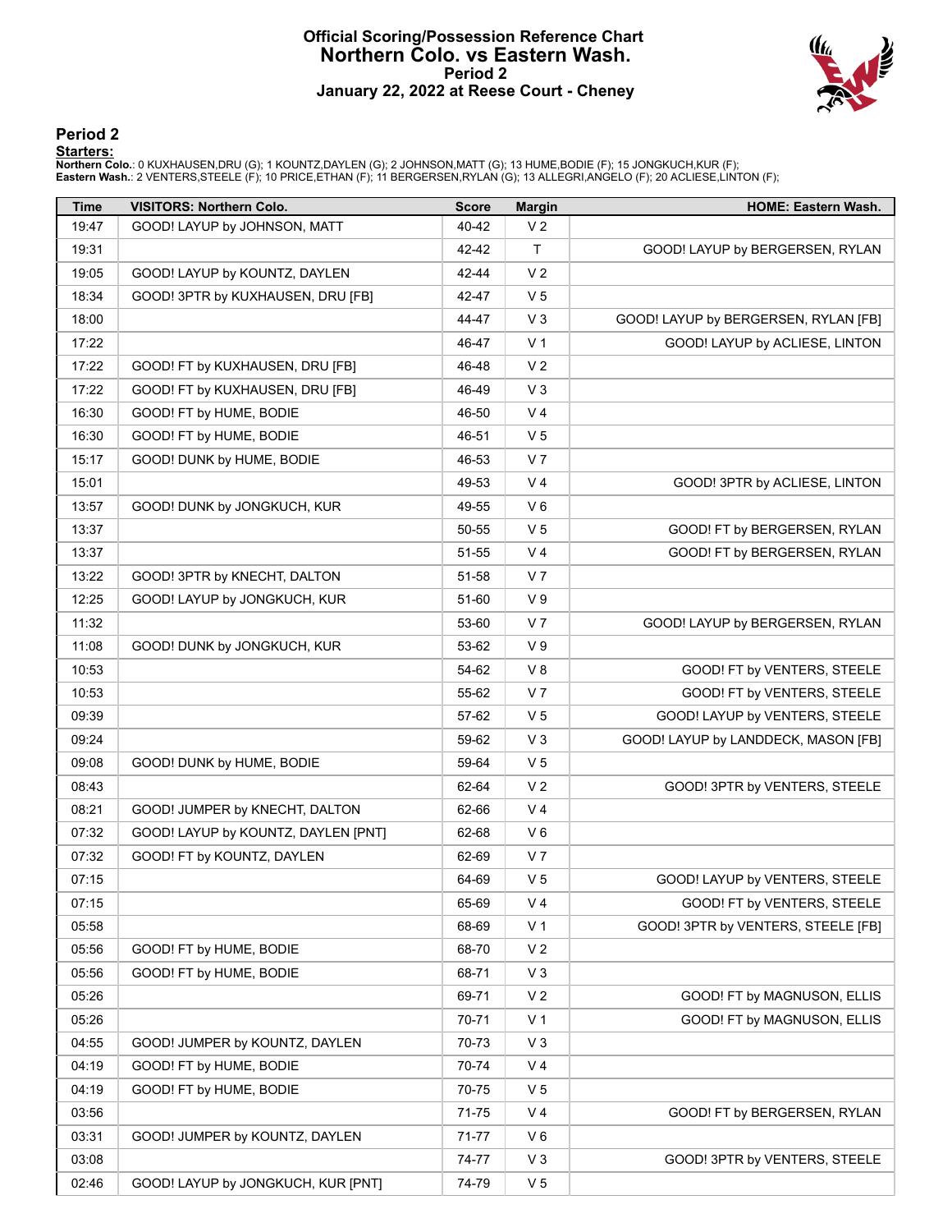# Official Scoring/Possession Reference Chart
## Northern Colo. vs Eastern Wash.
### Period 2
### January 22, 2022 at Reese Court - Cheney

## Period 2

**Starters:**

**Northern Colo.**: 0 KUXHAUSEN,DRU (G); 1 KOUNTZ,DAYLEN (G); 2 JOHNSON,MATT (G); 13 HUME,BODIE (F); 15 JONGKUCH,KUR (F);
**Eastern Wash.**: 2 VENTERS,STEELE (F); 10 PRICE,ETHAN (F); 11 BERGERSEN,RYLAN (G); 13 ALLEGRI,ANGELO (F); 20 ACLIESE,LINTON (F);

| Time | VISITORS: Northern Colo. | Score | Margin | HOME: Eastern Wash. |
|---|---|---|---|---|
| 19:47 | GOOD! LAYUP by JOHNSON, MATT | 40-42 | V 2 | |
| 19:31 | | 42-42 | T | GOOD! LAYUP by BERGERSEN, RYLAN |
| 19:05 | GOOD! LAYUP by KOUNTZ, DAYLEN | 42-44 | V 2 | |
| 18:34 | GOOD! 3PTR by KUXHAUSEN, DRU [FB] | 42-47 | V 5 | |
| 18:00 | | 44-47 | V 3 | GOOD! LAYUP by BERGERSEN, RYLAN [FB] |
| 17:22 | | 46-47 | V 1 | GOOD! LAYUP by ACLIESE, LINTON |
| 17:22 | GOOD! FT by KUXHAUSEN, DRU [FB] | 46-48 | V 2 | |
| 17:22 | GOOD! FT by KUXHAUSEN, DRU [FB] | 46-49 | V 3 | |
| 16:30 | GOOD! FT by HUME, BODIE | 46-50 | V 4 | |
| 16:30 | GOOD! FT by HUME, BODIE | 46-51 | V 5 | |
| 15:17 | GOOD! DUNK by HUME, BODIE | 46-53 | V 7 | |
| 15:01 | | 49-53 | V 4 | GOOD! 3PTR by ACLIESE, LINTON |
| 13:57 | GOOD! DUNK by JONGKUCH, KUR | 49-55 | V 6 | |
| 13:37 | | 50-55 | V 5 | GOOD! FT by BERGERSEN, RYLAN |
| 13:37 | | 51-55 | V 4 | GOOD! FT by BERGERSEN, RYLAN |
| 13:22 | GOOD! 3PTR by KNECHT, DALTON | 51-58 | V 7 | |
| 12:25 | GOOD! LAYUP by JONGKUCH, KUR | 51-60 | V 9 | |
| 11:32 | | 53-60 | V 7 | GOOD! LAYUP by BERGERSEN, RYLAN |
| 11:08 | GOOD! DUNK by JONGKUCH, KUR | 53-62 | V 9 | |
| 10:53 | | 54-62 | V 8 | GOOD! FT by VENTERS, STEELE |
| 10:53 | | 55-62 | V 7 | GOOD! FT by VENTERS, STEELE |
| 09:39 | | 57-62 | V 5 | GOOD! LAYUP by VENTERS, STEELE |
| 09:24 | | 59-62 | V 3 | GOOD! LAYUP by LANDDECK, MASON [FB] |
| 09:08 | GOOD! DUNK by HUME, BODIE | 59-64 | V 5 | |
| 08:43 | | 62-64 | V 2 | GOOD! 3PTR by VENTERS, STEELE |
| 08:21 | GOOD! JUMPER by KNECHT, DALTON | 62-66 | V 4 | |
| 07:32 | GOOD! LAYUP by KOUNTZ, DAYLEN [PNT] | 62-68 | V 6 | |
| 07:32 | GOOD! FT by KOUNTZ, DAYLEN | 62-69 | V 7 | |
| 07:15 | | 64-69 | V 5 | GOOD! LAYUP by VENTERS, STEELE |
| 07:15 | | 65-69 | V 4 | GOOD! FT by VENTERS, STEELE |
| 05:58 | | 68-69 | V 1 | GOOD! 3PTR by VENTERS, STEELE [FB] |
| 05:56 | GOOD! FT by HUME, BODIE | 68-70 | V 2 | |
| 05:56 | GOOD! FT by HUME, BODIE | 68-71 | V 3 | |
| 05:26 | | 69-71 | V 2 | GOOD! FT by MAGNUSON, ELLIS |
| 05:26 | | 70-71 | V 1 | GOOD! FT by MAGNUSON, ELLIS |
| 04:55 | GOOD! JUMPER by KOUNTZ, DAYLEN | 70-73 | V 3 | |
| 04:19 | GOOD! FT by HUME, BODIE | 70-74 | V 4 | |
| 04:19 | GOOD! FT by HUME, BODIE | 70-75 | V 5 | |
| 03:56 | | 71-75 | V 4 | GOOD! FT by BERGERSEN, RYLAN |
| 03:31 | GOOD! JUMPER by KOUNTZ, DAYLEN | 71-77 | V 6 | |
| 03:08 | | 74-77 | V 3 | GOOD! 3PTR by VENTERS, STEELE |
| 02:46 | GOOD! LAYUP by JONGKUCH, KUR [PNT] | 74-79 | V 5 | |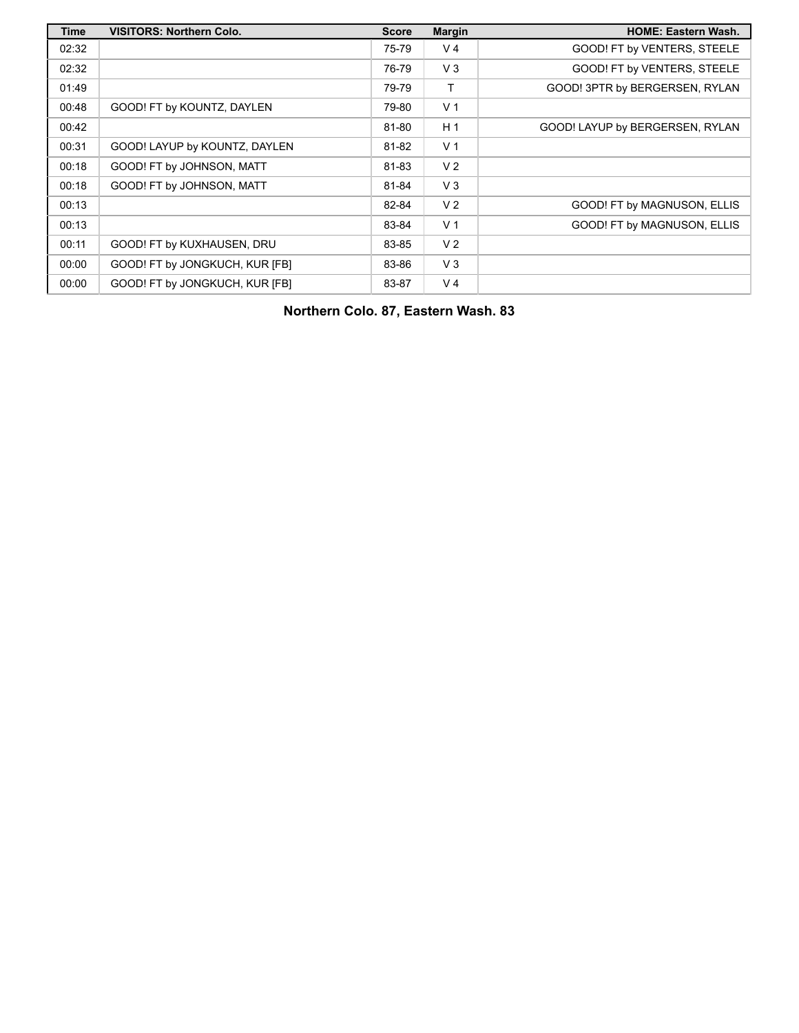| Time | VISITORS: Northern Colo. | Score | Margin | HOME: Eastern Wash. |
| --- | --- | --- | --- | --- |
| 02:32 | | 75-79 | V 4 | GOOD! FT by VENTERS, STEELE |
| 02:32 | | 76-79 | V 3 | GOOD! FT by VENTERS, STEELE |
| 01:49 | | 79-79 | T | GOOD! 3PTR by BERGERSEN, RYLAN |
| 00:48 | GOOD! FT by KOUNTZ, DAYLEN | 79-80 | V 1 | |
| 00:42 | | 81-80 | H 1 | GOOD! LAYUP by BERGERSEN, RYLAN |
| 00:31 | GOOD! LAYUP by KOUNTZ, DAYLEN | 81-82 | V 1 | |
| 00:18 | GOOD! FT by JOHNSON, MATT | 81-83 | V 2 | |
| 00:18 | GOOD! FT by JOHNSON, MATT | 81-84 | V 3 | |
| 00:13 | | 82-84 | V 2 | GOOD! FT by MAGNUSON, ELLIS |
| 00:13 | | 83-84 | V 1 | GOOD! FT by MAGNUSON, ELLIS |
| 00:11 | GOOD! FT by KUXHAUSEN, DRU | 83-85 | V 2 | |
| 00:00 | GOOD! FT by JONGKUCH, KUR [FB] | 83-86 | V 3 | |
| 00:00 | GOOD! FT by JONGKUCH, KUR [FB] | 83-87 | V 4 | |

**Northern Colo. 87, Eastern Wash. 83**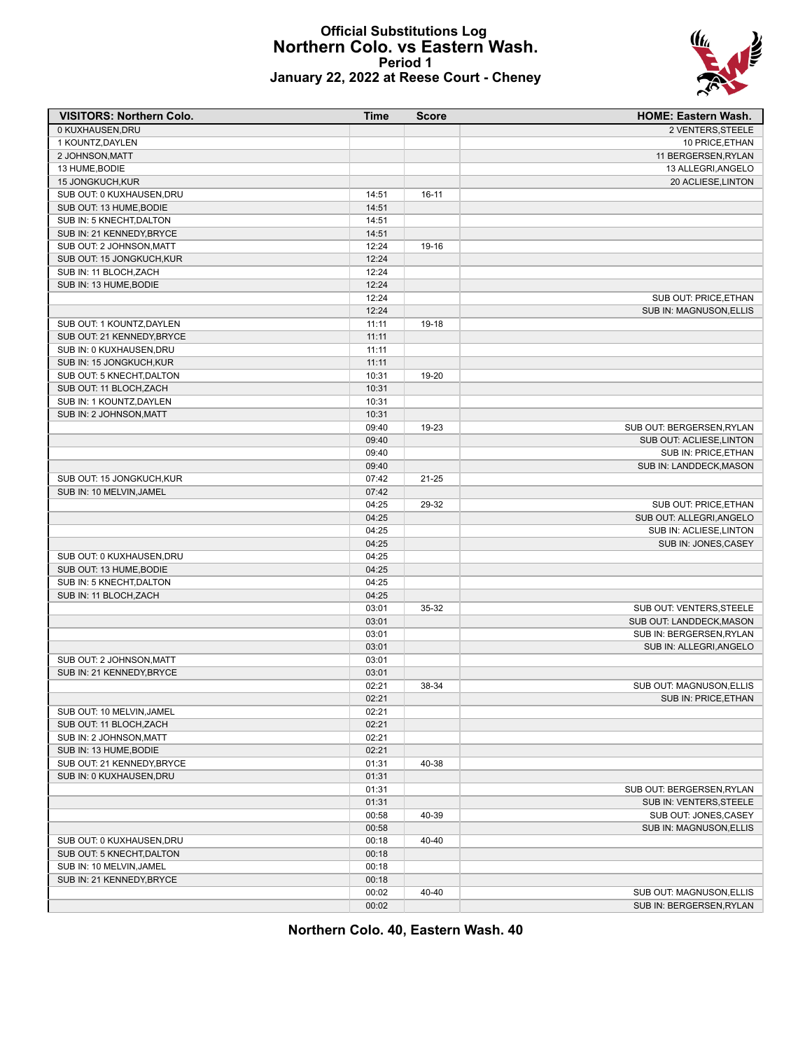# Official Substitutions Log
## Northern Colo. vs Eastern Wash.
### Period 1
### January 22, 2022 at Reese Court - Cheney

| VISITORS: Northern Colo. | Time | Score | HOME: Eastern Wash. |
|---|---|---|---|
| 0 KUXHAUSEN,DRU | | | 2 VENTERS,STEELE |
| 1 KOUNTZ,DAYLEN | | | 10 PRICE,ETHAN |
| 2 JOHNSON,MATT | | | 11 BERGERSEN,RYLAN |
| 13 HUME,BODIE | | | 13 ALLEGRI,ANGELO |
| 15 JONGKUCH,KUR | | | 20 ACLIESE,LINTON |
| SUB OUT: 0 KUXHAUSEN,DRU | 14:51 | 16-11 | |
| SUB OUT: 13 HUME,BODIE | 14:51 | | |
| SUB IN: 5 KNECHT,DALTON | 14:51 | | |
| SUB IN: 21 KENNEDY,BRYCE | 14:51 | | |
| SUB OUT: 2 JOHNSON,MATT | 12:24 | 19-16 | |
| SUB OUT: 15 JONGKUCH,KUR | 12:24 | | |
| SUB IN: 11 BLOCH,ZACH | 12:24 | | |
| SUB IN: 13 HUME,BODIE | 12:24 | | |
| | 12:24 | | SUB OUT: PRICE,ETHAN |
| | 12:24 | | SUB IN: MAGNUSON,ELLIS |
| SUB OUT: 1 KOUNTZ,DAYLEN | 11:11 | 19-18 | |
| SUB OUT: 21 KENNEDY,BRYCE | 11:11 | | |
| SUB IN: 0 KUXHAUSEN,DRU | 11:11 | | |
| SUB IN: 15 JONGKUCH,KUR | 11:11 | | |
| SUB OUT: 5 KNECHT,DALTON | 10:31 | 19-20 | |
| SUB OUT: 11 BLOCH,ZACH | 10:31 | | |
| SUB IN: 1 KOUNTZ,DAYLEN | 10:31 | | |
| SUB IN: 2 JOHNSON,MATT | 10:31 | | |
| | 09:40 | 19-23 | SUB OUT: BERGERSEN,RYLAN |
| | 09:40 | | SUB OUT: ACLIESE,LINTON |
| | 09:40 | | SUB IN: PRICE,ETHAN |
| | 09:40 | | SUB IN: LANDDECK,MASON |
| SUB OUT: 15 JONGKUCH,KUR | 07:42 | 21-25 | |
| SUB IN: 10 MELVIN,JAMEL | 07:42 | | |
| | 04:25 | 29-32 | SUB OUT: PRICE,ETHAN |
| | 04:25 | | SUB OUT: ALLEGRI,ANGELO |
| | 04:25 | | SUB IN: ACLIESE,LINTON |
| | 04:25 | | SUB IN: JONES,CASEY |
| SUB OUT: 0 KUXHAUSEN,DRU | 04:25 | | |
| SUB OUT: 13 HUME,BODIE | 04:25 | | |
| SUB IN: 5 KNECHT,DALTON | 04:25 | | |
| SUB IN: 11 BLOCH,ZACH | 04:25 | | |
| | 03:01 | 35-32 | SUB OUT: VENTERS,STEELE |
| | 03:01 | | SUB OUT: LANDDECK,MASON |
| | 03:01 | | SUB IN: BERGERSEN,RYLAN |
| | 03:01 | | SUB IN: ALLEGRI,ANGELO |
| SUB OUT: 2 JOHNSON,MATT | 03:01 | | |
| SUB IN: 21 KENNEDY,BRYCE | 03:01 | | |
| | 02:21 | 38-34 | SUB OUT: MAGNUSON,ELLIS |
| | 02:21 | | SUB IN: PRICE,ETHAN |
| SUB OUT: 10 MELVIN,JAMEL | 02:21 | | |
| SUB OUT: 11 BLOCH,ZACH | 02:21 | | |
| SUB IN: 2 JOHNSON,MATT | 02:21 | | |
| SUB IN: 13 HUME,BODIE | 02:21 | | |
| SUB OUT: 21 KENNEDY,BRYCE | 01:31 | 40-38 | |
| SUB IN: 0 KUXHAUSEN,DRU | 01:31 | | |
| | 01:31 | | SUB OUT: BERGERSEN,RYLAN |
| | 01:31 | | SUB IN: VENTERS,STEELE |
| | 00:58 | 40-39 | SUB OUT: JONES,CASEY |
| | 00:58 | | SUB IN: MAGNUSON,ELLIS |
| SUB OUT: 0 KUXHAUSEN,DRU | 00:18 | 40-40 | |
| SUB OUT: 5 KNECHT,DALTON | 00:18 | | |
| SUB IN: 10 MELVIN,JAMEL | 00:18 | | |
| SUB IN: 21 KENNEDY,BRYCE | 00:18 | | |
| | 00:02 | 40-40 | SUB OUT: MAGNUSON,ELLIS |
| | 00:02 | | SUB IN: BERGERSEN,RYLAN |

**Northern Colo. 40, Eastern Wash. 40**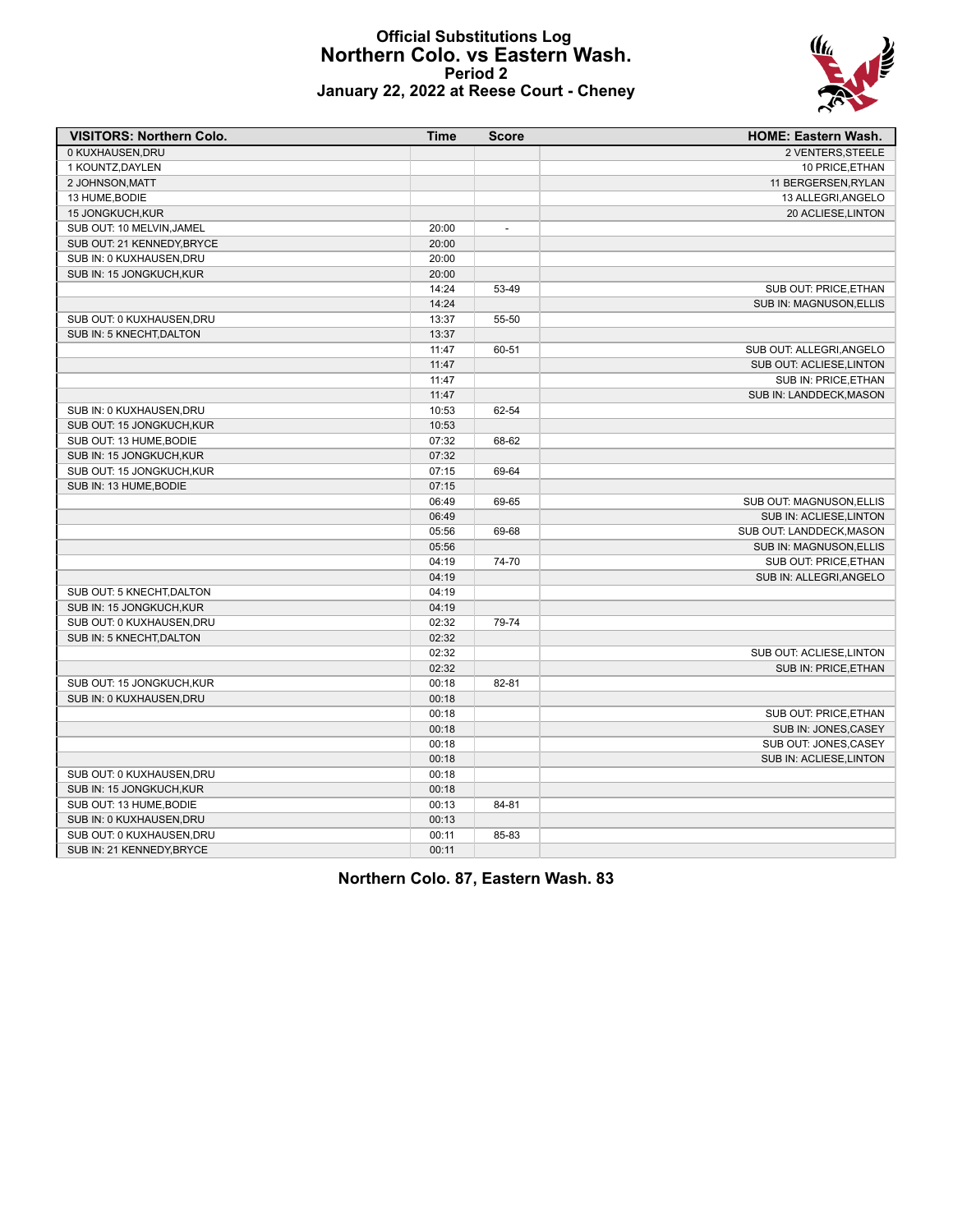# Official Substitutions Log
## Northern Colo. vs Eastern Wash.
### Period 2
### January 22, 2022 at Reese Court - Cheney

| VISITORS: Northern Colo. | Time | Score | HOME: Eastern Wash. |
|---|---|---|---|
| 0 KUXHAUSEN,DRU | | | 2 VENTERS,STEELE |
| 1 KOUNTZ,DAYLEN | | | 10 PRICE,ETHAN |
| 2 JOHNSON,MATT | | | 11 BERGERSEN,RYLAN |
| 13 HUME,BODIE | | | 13 ALLEGRI,ANGELO |
| 15 JONGKUCH,KUR | | | 20 ACLIESE,LINTON |
| SUB OUT: 10 MELVIN,JAMEL | 20:00 | - | |
| SUB OUT: 21 KENNEDY,BRYCE | 20:00 | | |
| SUB IN: 0 KUXHAUSEN,DRU | 20:00 | | |
| SUB IN: 15 JONGKUCH,KUR | 20:00 | | |
| | 14:24 | 53-49 | SUB OUT: PRICE,ETHAN |
| | 14:24 | | SUB IN: MAGNUSON,ELLIS |
| SUB OUT: 0 KUXHAUSEN,DRU | 13:37 | 55-50 | |
| SUB IN: 5 KNECHT,DALTON | 13:37 | | |
| | 11:47 | 60-51 | SUB OUT: ALLEGRI,ANGELO |
| | 11:47 | | SUB OUT: ACLIESE,LINTON |
| | 11:47 | | SUB IN: PRICE,ETHAN |
| | 11:47 | | SUB IN: LANDDECK,MASON |
| SUB IN: 0 KUXHAUSEN,DRU | 10:53 | 62-54 | |
| SUB OUT: 15 JONGKUCH,KUR | 10:53 | | |
| SUB OUT: 13 HUME,BODIE | 07:32 | 68-62 | |
| SUB IN: 15 JONGKUCH,KUR | 07:32 | | |
| SUB OUT: 15 JONGKUCH,KUR | 07:15 | 69-64 | |
| SUB IN: 13 HUME,BODIE | 07:15 | | |
| | 06:49 | 69-65 | SUB OUT: MAGNUSON,ELLIS |
| | 06:49 | | SUB IN: ACLIESE,LINTON |
| | 05:56 | 69-68 | SUB OUT: LANDDECK,MASON |
| | 05:56 | | SUB IN: MAGNUSON,ELLIS |
| | 04:19 | 74-70 | SUB OUT: PRICE,ETHAN |
| | 04:19 | | SUB IN: ALLEGRI,ANGELO |
| SUB OUT: 5 KNECHT,DALTON | 04:19 | | |
| SUB IN: 15 JONGKUCH,KUR | 04:19 | | |
| SUB OUT: 0 KUXHAUSEN,DRU | 02:32 | 79-74 | |
| SUB IN: 5 KNECHT,DALTON | 02:32 | | |
| | 02:32 | | SUB OUT: ACLIESE,LINTON |
| | 02:32 | | SUB IN: PRICE,ETHAN |
| SUB OUT: 15 JONGKUCH,KUR | 00:18 | 82-81 | |
| SUB IN: 0 KUXHAUSEN,DRU | 00:18 | | |
| | 00:18 | | SUB OUT: PRICE,ETHAN |
| | 00:18 | | SUB IN: JONES,CASEY |
| | 00:18 | | SUB OUT: JONES,CASEY |
| | 00:18 | | SUB IN: ACLIESE,LINTON |
| SUB OUT: 0 KUXHAUSEN,DRU | 00:18 | | |
| SUB IN: 15 JONGKUCH,KUR | 00:18 | | |
| SUB OUT: 13 HUME,BODIE | 00:13 | 84-81 | |
| SUB IN: 0 KUXHAUSEN,DRU | 00:13 | | |
| SUB OUT: 0 KUXHAUSEN,DRU | 00:11 | 85-83 | |
| SUB IN: 21 KENNEDY,BRYCE | 00:11 | | |

**Northern Colo. 87, Eastern Wash. 83**